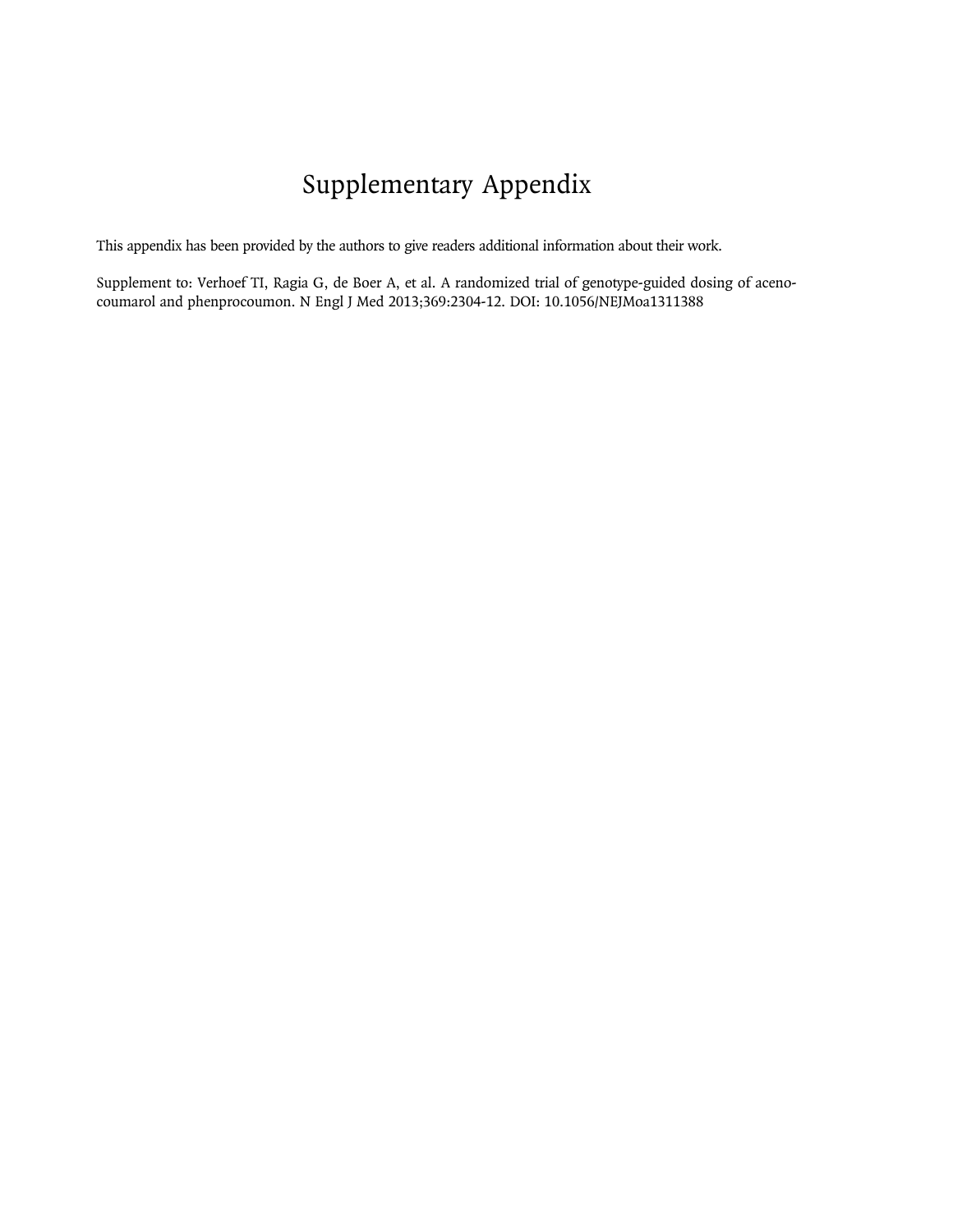# Supplementary Appendix

This appendix has been provided by the authors to give readers additional information about their work.

Supplement to: Verhoef TI, Ragia G, de Boer A, et al. A randomized trial of genotype-guided dosing of acenocoumarol and phenprocoumon. N Engl J Med 2013;369:2304-12. DOI: 10.1056/NEJMoa1311388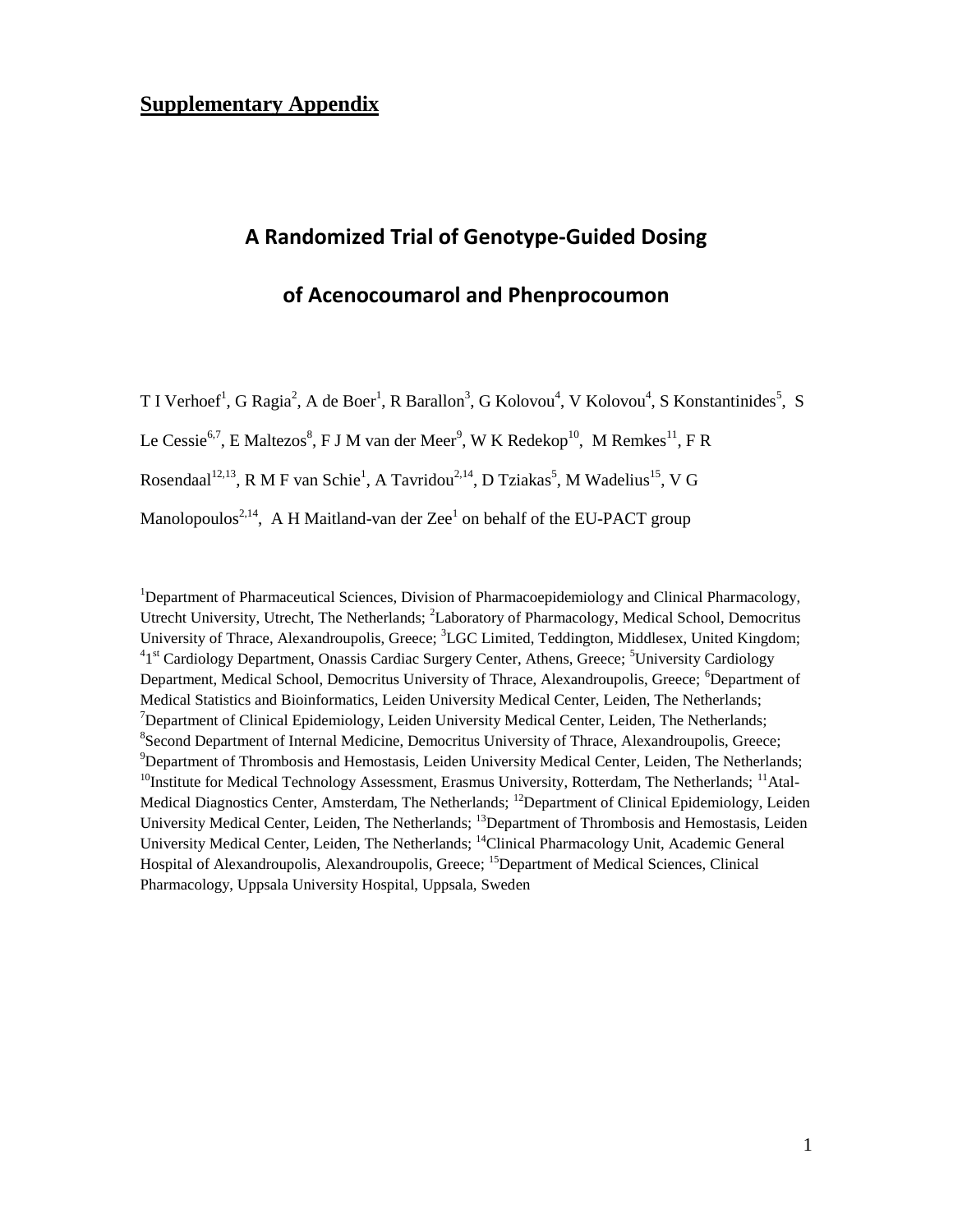# Supplementary Appendix

## A Randomized Trial of Genotype-Guided Dosing of Acenocoumarol and Phenprocoumon

T I Verhoef[1], G Ragia[2], A de Boer[1], R Barallon[3], G Kolovou[4], V Kolovou[4], S Konstantinides[5], S Le Cessie[6,7], E Maltezos[8], F J M van der Meer[9], W K Redekop[10], M Remkes[11], F R Rosendaal[12,13], R M F van Schie[1], A Tavridou[2,14], D Tziakas[5], M Wadelius[15], V G Manolopoulos[2,14], A H Maitland-van der Zee[1] on behalf of the EU-PACT group

[1]Department of Pharmaceutical Sciences, Division of Pharmacoepidemiology and Clinical Pharmacology, Utrecht University, Utrecht, The Netherlands; [2]Laboratory of Pharmacology, Medical School, Democritus University of Thrace, Alexandroupolis, Greece; [3]LGC Limited, Teddington, Middlesex, United Kingdom; [4]1st Cardiology Department, Onassis Cardiac Surgery Center, Athens, Greece; [5]University Cardiology Department, Medical School, Democritus University of Thrace, Alexandroupolis, Greece; [6]Department of Medical Statistics and Bioinformatics, Leiden University Medical Center, Leiden, The Netherlands; [7]Department of Clinical Epidemiology, Leiden University Medical Center, Leiden, The Netherlands; [8]Second Department of Internal Medicine, Democritus University of Thrace, Alexandroupolis, Greece; [9]Department of Thrombosis and Hemostasis, Leiden University Medical Center, Leiden, The Netherlands; [10]Institute for Medical Technology Assessment, Erasmus University, Rotterdam, The Netherlands; [11]Atal-Medical Diagnostics Center, Amsterdam, The Netherlands; [12]Department of Clinical Epidemiology, Leiden University Medical Center, Leiden, The Netherlands; [13]Department of Thrombosis and Hemostasis, Leiden University Medical Center, Leiden, The Netherlands; [14]Clinical Pharmacology Unit, Academic General Hospital of Alexandroupolis, Alexandroupolis, Greece; [15]Department of Medical Sciences, Clinical Pharmacology, Uppsala University Hospital, Uppsala, Sweden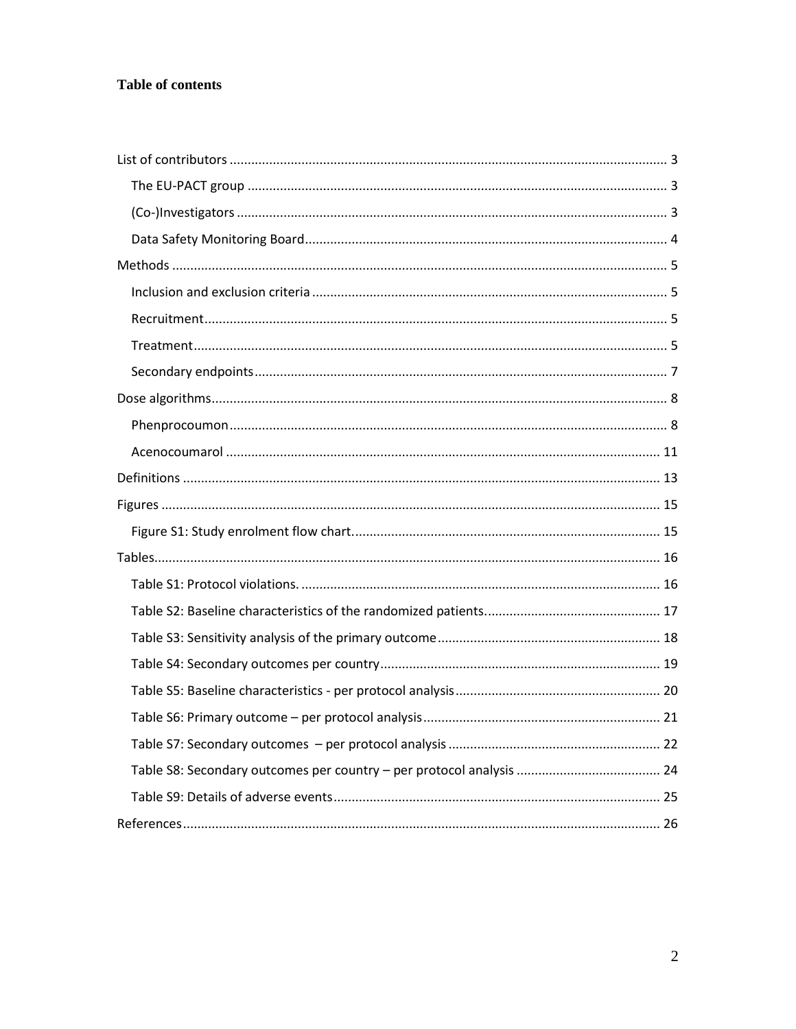# Table of contents

- List of contributors ... 3
  - The EU-PACT group ... 3
  - (Co-)Investigators ... 3
  - Data Safety Monitoring Board ... 4
- Methods ... 5
  - Inclusion and exclusion criteria ... 5
  - Recruitment ... 5
  - Treatment ... 5
  - Secondary endpoints ... 7
- Dose algorithms ... 8
  - Phenprocoumon ... 8
  - Acenocoumarol ... 11
- Definitions ... 13
- Figures ... 15
  - Figure S1: Study enrolment flow chart ... 15
- Tables ... 16
  - Table S1: Protocol violations. ... 16
  - Table S2: Baseline characteristics of the randomized patients. ... 17
  - Table S3: Sensitivity analysis of the primary outcome ... 18
  - Table S4: Secondary outcomes per country ... 19
  - Table S5: Baseline characteristics - per protocol analysis ... 20
  - Table S6: Primary outcome – per protocol analysis ... 21
  - Table S7: Secondary outcomes – per protocol analysis ... 22
  - Table S8: Secondary outcomes per country – per protocol analysis ... 24
  - Table S9: Details of adverse events ... 25
- References ... 26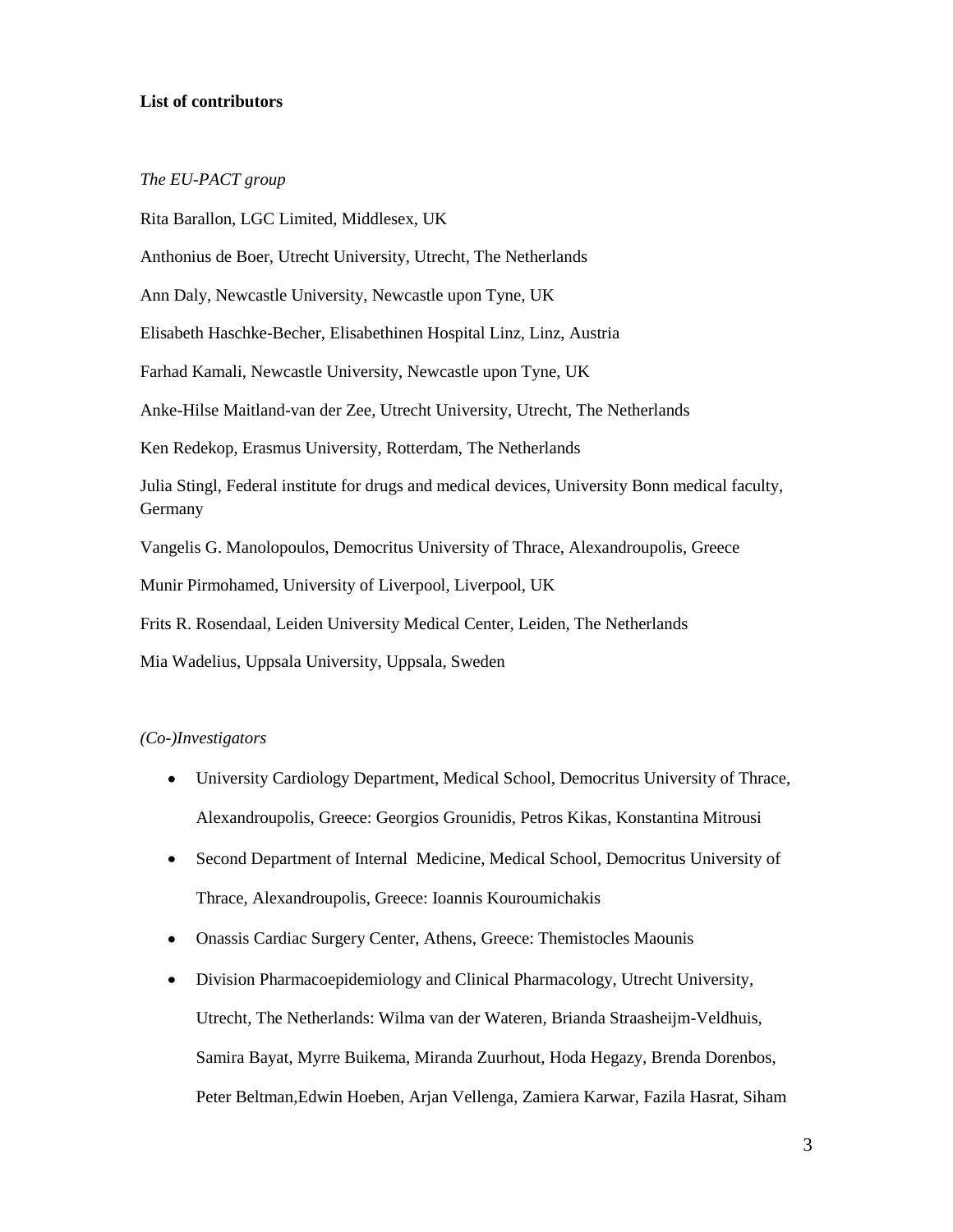**List of contributors**

*The EU-PACT group*

Rita Barallon, LGC Limited, Middlesex, UK

Anthonius de Boer, Utrecht University, Utrecht, The Netherlands

Ann Daly, Newcastle University, Newcastle upon Tyne, UK

Elisabeth Haschke-Becher, Elisabethinen Hospital Linz, Linz, Austria

Farhad Kamali, Newcastle University, Newcastle upon Tyne, UK

Anke-Hilse Maitland-van der Zee, Utrecht University, Utrecht, The Netherlands

Ken Redekop, Erasmus University, Rotterdam, The Netherlands

Julia Stingl, Federal institute for drugs and medical devices, University Bonn medical faculty, Germany

Vangelis G. Manolopoulos, Democritus University of Thrace, Alexandroupolis, Greece

Munir Pirmohamed, University of Liverpool, Liverpool, UK

Frits R. Rosendaal, Leiden University Medical Center, Leiden, The Netherlands

Mia Wadelius, Uppsala University, Uppsala, Sweden

*(Co-)Investigators*

- University Cardiology Department, Medical School, Democritus University of Thrace, Alexandroupolis, Greece: Georgios Grounidis, Petros Kikas, Konstantina Mitrousi
- Second Department of Internal Medicine, Medical School, Democritus University of Thrace, Alexandroupolis, Greece: Ioannis Kouroumichakis
- Onassis Cardiac Surgery Center, Athens, Greece: Themistocles Maounis
- Division Pharmacoepidemiology and Clinical Pharmacology, Utrecht University, Utrecht, The Netherlands: Wilma van der Wateren, Brianda Straasheijm-Veldhuis, Samira Bayat, Myrre Buikema, Miranda Zuurhout, Hoda Hegazy, Brenda Dorenbos, Peter Beltman,Edwin Hoeben, Arjan Vellenga, Zamiera Karwar, Fazila Hasrat, Siham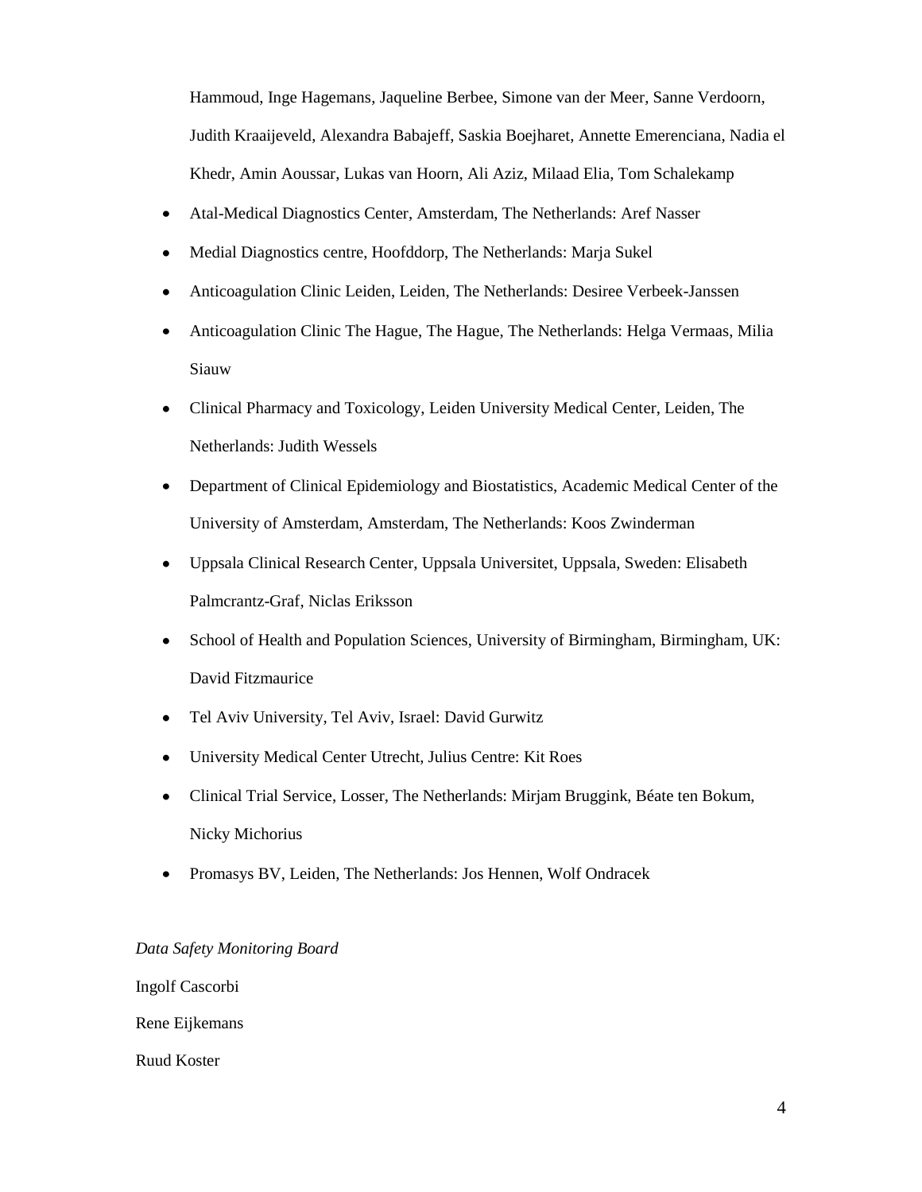Hammoud, Inge Hagemans, Jaqueline Berbee, Simone van der Meer, Sanne Verdoorn, Judith Kraaijeveld, Alexandra Babajeff, Saskia Boejharet, Annette Emerenciana, Nadia el Khedr, Amin Aoussar, Lukas van Hoorn, Ali Aziz, Milaad Elia, Tom Schalekamp

- Atal-Medical Diagnostics Center, Amsterdam, The Netherlands: Aref Nasser
- Medial Diagnostics centre, Hoofddorp, The Netherlands: Marja Sukel
- Anticoagulation Clinic Leiden, Leiden, The Netherlands: Desiree Verbeek-Janssen
- Anticoagulation Clinic The Hague, The Hague, The Netherlands: Helga Vermaas, Milia Siauw
- Clinical Pharmacy and Toxicology, Leiden University Medical Center, Leiden, The Netherlands: Judith Wessels
- Department of Clinical Epidemiology and Biostatistics, Academic Medical Center of the University of Amsterdam, Amsterdam, The Netherlands: Koos Zwinderman
- Uppsala Clinical Research Center, Uppsala Universitet, Uppsala, Sweden: Elisabeth Palmcrantz-Graf, Niclas Eriksson
- School of Health and Population Sciences, University of Birmingham, Birmingham, UK: David Fitzmaurice
- Tel Aviv University, Tel Aviv, Israel: David Gurwitz
- University Medical Center Utrecht, Julius Centre: Kit Roes
- Clinical Trial Service, Losser, The Netherlands: Mirjam Bruggink, Béate ten Bokum, Nicky Michorius
- Promasys BV, Leiden, The Netherlands: Jos Hennen, Wolf Ondracek

*Data Safety Monitoring Board*

Ingolf Cascorbi

Rene Eijkemans

Ruud Koster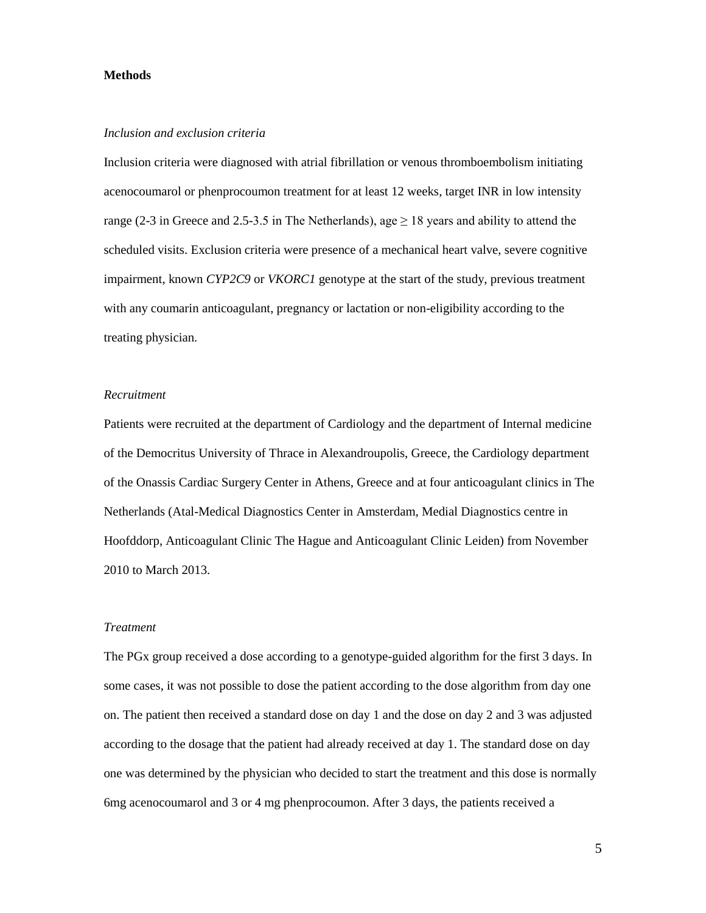**Methods**

*Inclusion and exclusion criteria*

Inclusion criteria were diagnosed with atrial fibrillation or venous thromboembolism initiating acenocoumarol or phenprocoumon treatment for at least 12 weeks, target INR in low intensity range (2-3 in Greece and 2.5-3.5 in The Netherlands), age ≥ 18 years and ability to attend the scheduled visits. Exclusion criteria were presence of a mechanical heart valve, severe cognitive impairment, known *CYP2C9* or *VKORC1* genotype at the start of the study, previous treatment with any coumarin anticoagulant, pregnancy or lactation or non-eligibility according to the treating physician.

*Recruitment*

Patients were recruited at the department of Cardiology and the department of Internal medicine of the Democritus University of Thrace in Alexandroupolis, Greece, the Cardiology department of the Onassis Cardiac Surgery Center in Athens, Greece and at four anticoagulant clinics in The Netherlands (Atal-Medical Diagnostics Center in Amsterdam, Medial Diagnostics centre in Hoofddorp, Anticoagulant Clinic The Hague and Anticoagulant Clinic Leiden) from November 2010 to March 2013.

*Treatment*

The PGx group received a dose according to a genotype-guided algorithm for the first 3 days. In some cases, it was not possible to dose the patient according to the dose algorithm from day one on. The patient then received a standard dose on day 1 and the dose on day 2 and 3 was adjusted according to the dosage that the patient had already received at day 1. The standard dose on day one was determined by the physician who decided to start the treatment and this dose is normally 6mg acenocoumarol and 3 or 4 mg phenprocoumon. After 3 days, the patients received a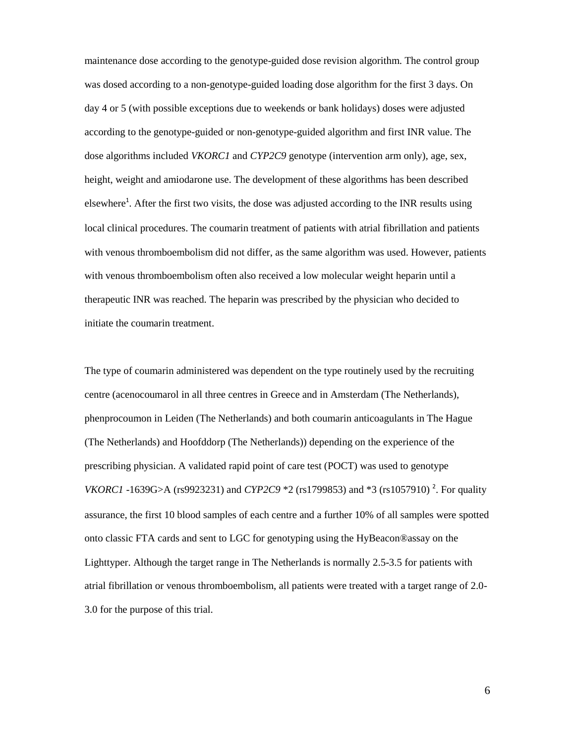maintenance dose according to the genotype-guided dose revision algorithm. The control group was dosed according to a non-genotype-guided loading dose algorithm for the first 3 days. On day 4 or 5 (with possible exceptions due to weekends or bank holidays) doses were adjusted according to the genotype-guided or non-genotype-guided algorithm and first INR value. The dose algorithms included *VKORC1* and *CYP2C9* genotype (intervention arm only), age, sex, height, weight and amiodarone use. The development of these algorithms has been described elsewhere[1]. After the first two visits, the dose was adjusted according to the INR results using local clinical procedures. The coumarin treatment of patients with atrial fibrillation and patients with venous thromboembolism did not differ, as the same algorithm was used. However, patients with venous thromboembolism often also received a low molecular weight heparin until a therapeutic INR was reached. The heparin was prescribed by the physician who decided to initiate the coumarin treatment.

The type of coumarin administered was dependent on the type routinely used by the recruiting centre (acenocoumarol in all three centres in Greece and in Amsterdam (The Netherlands), phenprocoumon in Leiden (The Netherlands) and both coumarin anticoagulants in The Hague (The Netherlands) and Hoofddorp (The Netherlands)) depending on the experience of the prescribing physician. A validated rapid point of care test (POCT) was used to genotype *VKORC1* -1639G>A (rs9923231) and *CYP2C9* *2 (rs1799853) and *3 (rs1057910) [2]. For quality assurance, the first 10 blood samples of each centre and a further 10% of all samples were spotted onto classic FTA cards and sent to LGC for genotyping using the HyBeacon®assay on the Lighttyper. Although the target range in The Netherlands is normally 2.5-3.5 for patients with atrial fibrillation or venous thromboembolism, all patients were treated with a target range of 2.0-3.0 for the purpose of this trial.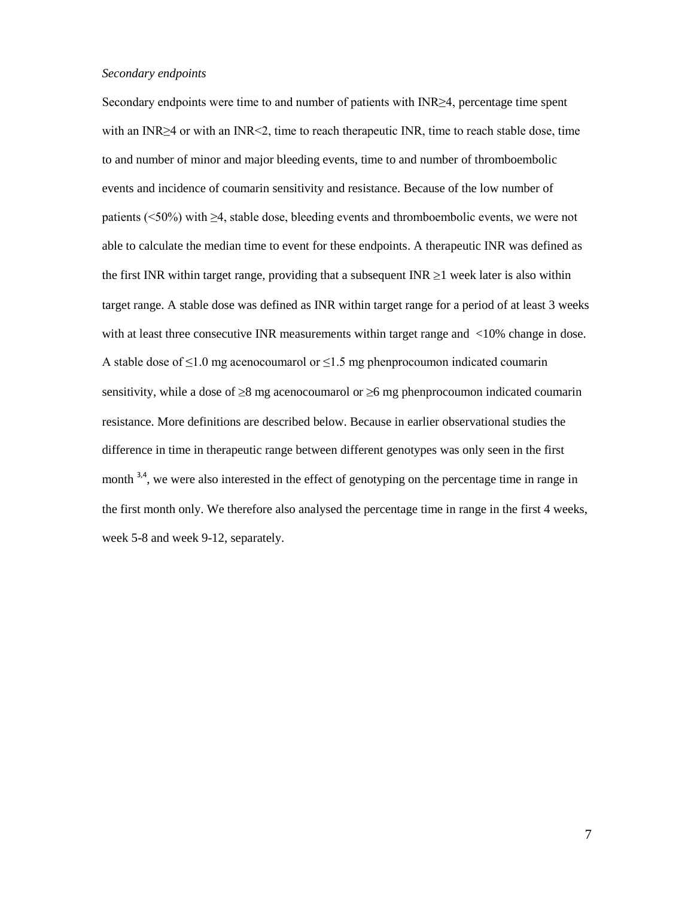*Secondary endpoints*

Secondary endpoints were time to and number of patients with INR≥4, percentage time spent with an INR≥4 or with an INR<2, time to reach therapeutic INR, time to reach stable dose, time to and number of minor and major bleeding events, time to and number of thromboembolic events and incidence of coumarin sensitivity and resistance. Because of the low number of patients (<50%) with ≥4, stable dose, bleeding events and thromboembolic events, we were not able to calculate the median time to event for these endpoints. A therapeutic INR was defined as the first INR within target range, providing that a subsequent INR ≥1 week later is also within target range. A stable dose was defined as INR within target range for a period of at least 3 weeks with at least three consecutive INR measurements within target range and <10% change in dose. A stable dose of ≤1.0 mg acenocoumarol or ≤1.5 mg phenprocoumon indicated coumarin sensitivity, while a dose of ≥8 mg acenocoumarol or ≥6 mg phenprocoumon indicated coumarin resistance. More definitions are described below. Because in earlier observational studies the difference in time in therapeutic range between different genotypes was only seen in the first month [3,4], we were also interested in the effect of genotyping on the percentage time in range in the first month only. We therefore also analysed the percentage time in range in the first 4 weeks, week 5-8 and week 9-12, separately.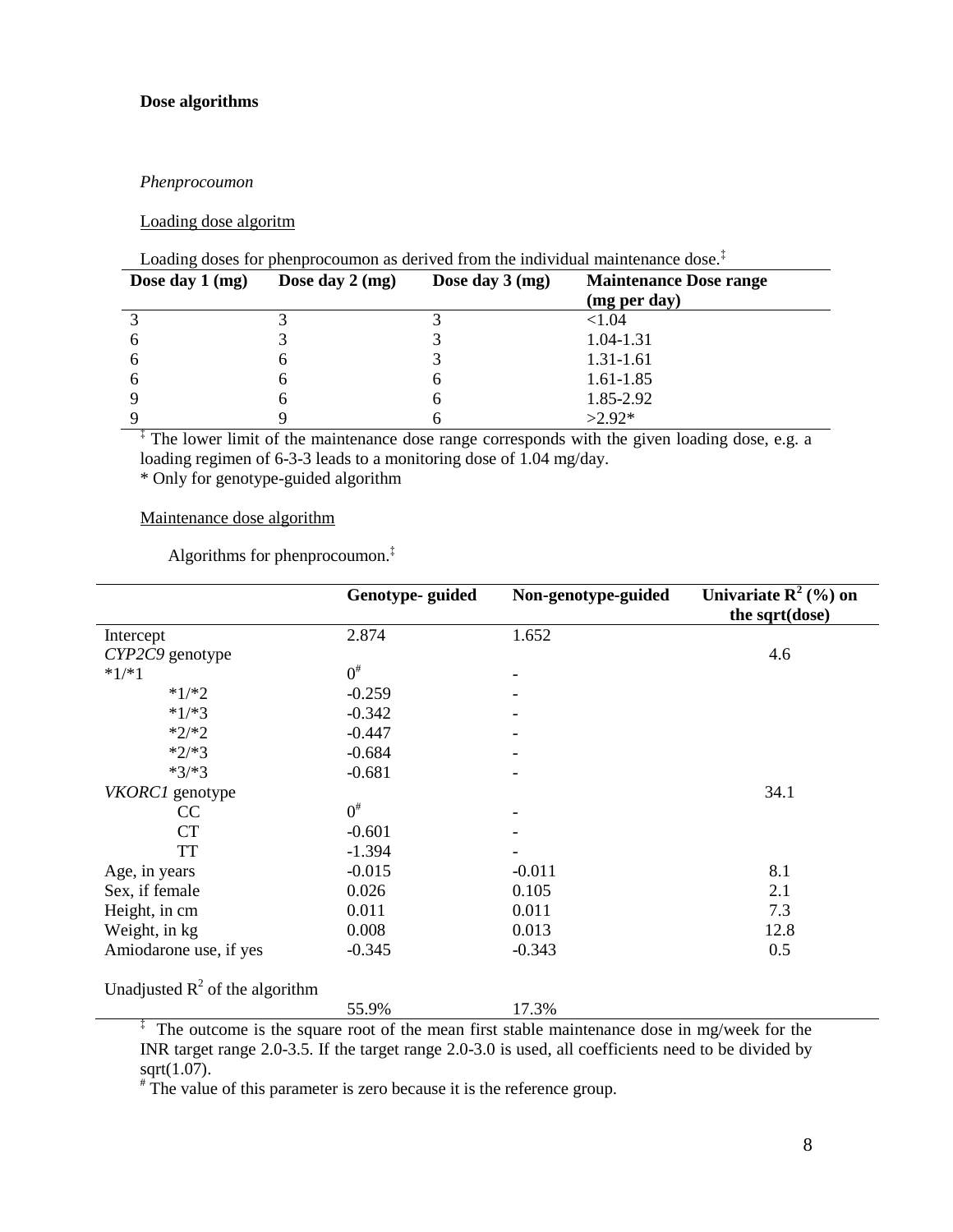**Dose algorithms**

*Phenprocoumon*

Loading dose algoritm

Loading doses for phenprocoumon as derived from the individual maintenance dose.‡

| Dose day 1 (mg) | Dose day 2 (mg) | Dose day 3 (mg) | Maintenance Dose range (mg per day) |
|---|---|---|---|
| 3 | 3 | 3 | <1.04 |
| 6 | 3 | 3 | 1.04-1.31 |
| 6 | 6 | 3 | 1.31-1.61 |
| 6 | 6 | 6 | 1.61-1.85 |
| 9 | 6 | 6 | 1.85-2.92 |
| 9 | 9 | 6 | >2.92* |

‡ The lower limit of the maintenance dose range corresponds with the given loading dose, e.g. a loading regimen of 6-3-3 leads to a monitoring dose of 1.04 mg/day.
* Only for genotype-guided algorithm

Maintenance dose algorithm

Algorithms for phenprocoumon.‡

| | Genotype- guided | Non-genotype-guided | Univariate $R^2$ (%) on the sqrt(dose) |
|---|---|---|---|
| Intercept | 2.874 | 1.652 | |
| *CYP2C9* genotype | | | 4.6 |
| *1/*1 | 0# | - | |
| *1/*2 | -0.259 | - | |
| *1/*3 | -0.342 | - | |
| *2/*2 | -0.447 | - | |
| *2/*3 | -0.684 | - | |
| *3/*3 | -0.681 | - | |
| *VKORC1* genotype | | | 34.1 |
| CC | 0# | - | |
| CT | -0.601 | - | |
| TT | -1.394 | - | |
| Age, in years | -0.015 | -0.011 | 8.1 |
| Sex, if female | 0.026 | 0.105 | 2.1 |
| Height, in cm | 0.011 | 0.011 | 7.3 |
| Weight, in kg | 0.008 | 0.013 | 12.8 |
| Amiodarone use, if yes | -0.345 | -0.343 | 0.5 |
| Unadjusted $R^2$ of the algorithm | 55.9% | 17.3% | |

‡ The outcome is the square root of the mean first stable maintenance dose in mg/week for the INR target range 2.0-3.5. If the target range 2.0-3.0 is used, all coefficients need to be divided by sqrt(1.07).
# The value of this parameter is zero because it is the reference group.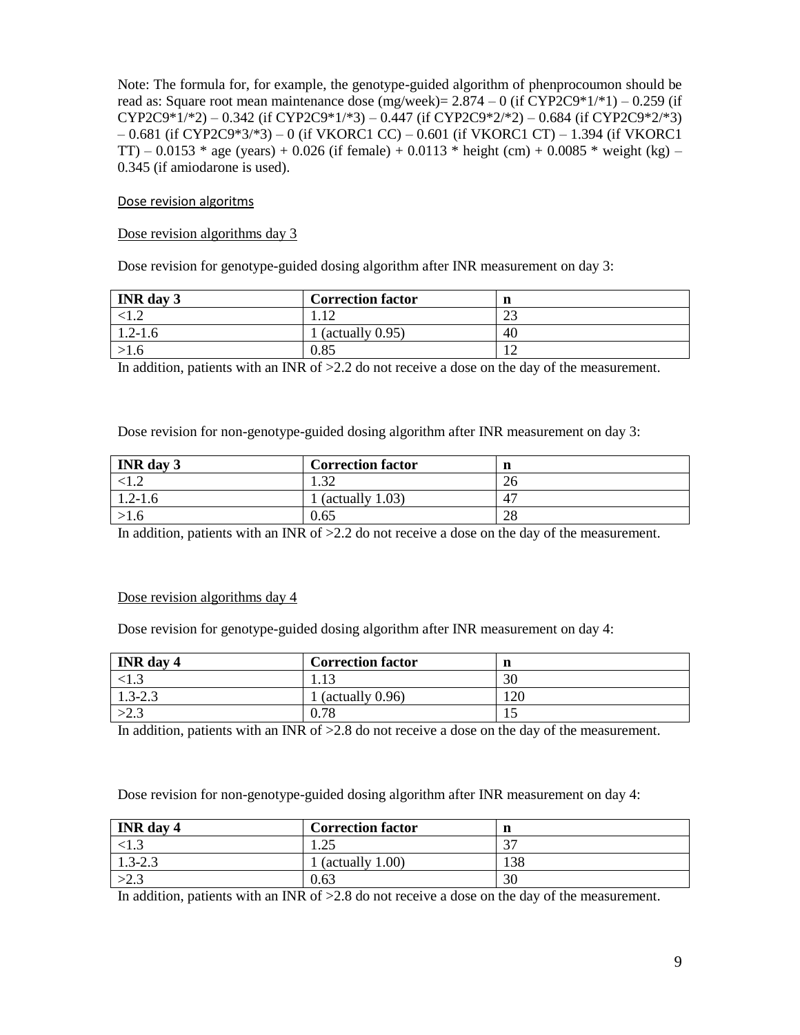Note: The formula for, for example, the genotype-guided algorithm of phenprocoumon should be read as: Square root mean maintenance dose (mg/week)= 2.874 – 0 (if CYP2C9*1/*1) – 0.259 (if CYP2C9*1/*2) – 0.342 (if CYP2C9*1/*3) – 0.447 (if CYP2C9*2/*2) – 0.684 (if CYP2C9*2/*3) – 0.681 (if CYP2C9*3/*3) – 0 (if VKORC1 CC) – 0.601 (if VKORC1 CT) – 1.394 (if VKORC1 TT) – 0.0153 * age (years) + 0.026 (if female) + 0.0113 * height (cm) + 0.0085 * weight (kg) – 0.345 (if amiodarone is used).

## Dose revision algoritms

### Dose revision algorithms day 3

Dose revision for genotype-guided dosing algorithm after INR measurement on day 3:

| **INR day 3** | **Correction factor** | **n** |
|---|---|---|
| <1.2 | 1.12 | 23 |
| 1.2-1.6 | 1 (actually 0.95) | 40 |
| >1.6 | 0.85 | 12 |

In addition, patients with an INR of >2.2 do not receive a dose on the day of the measurement.

Dose revision for non-genotype-guided dosing algorithm after INR measurement on day 3:

| **INR day 3** | **Correction factor** | **n** |
|---|---|---|
| <1.2 | 1.32 | 26 |
| 1.2-1.6 | 1 (actually 1.03) | 47 |
| >1.6 | 0.65 | 28 |

In addition, patients with an INR of >2.2 do not receive a dose on the day of the measurement.

### Dose revision algorithms day 4

Dose revision for genotype-guided dosing algorithm after INR measurement on day 4:

| **INR day 4** | **Correction factor** | **n** |
|---|---|---|
| <1.3 | 1.13 | 30 |
| 1.3-2.3 | 1 (actually 0.96) | 120 |
| >2.3 | 0.78 | 15 |

In addition, patients with an INR of >2.8 do not receive a dose on the day of the measurement.

Dose revision for non-genotype-guided dosing algorithm after INR measurement on day 4:

| **INR day 4** | **Correction factor** | **n** |
|---|---|---|
| <1.3 | 1.25 | 37 |
| 1.3-2.3 | 1 (actually 1.00) | 138 |
| >2.3 | 0.63 | 30 |

In addition, patients with an INR of >2.8 do not receive a dose on the day of the measurement.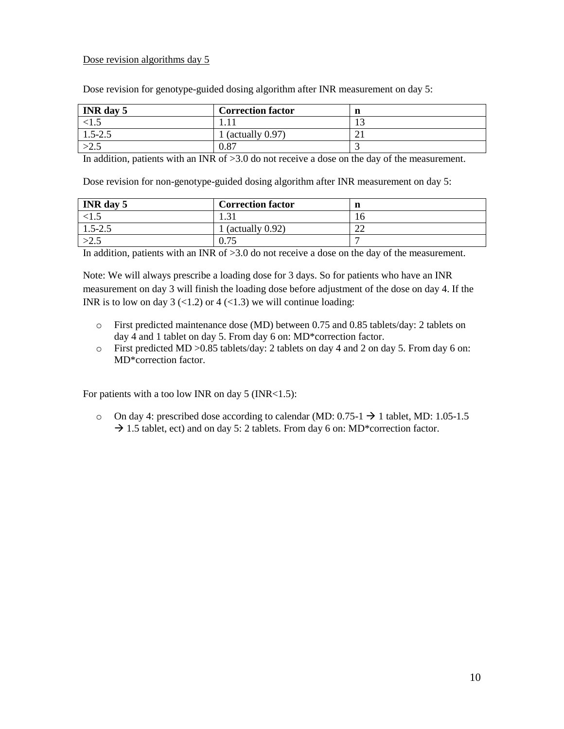Dose revision algorithms day 5

Dose revision for genotype-guided dosing algorithm after INR measurement on day 5:

| INR day 5 | Correction factor | n |
|---|---|---|
| <1.5 | 1.11 | 13 |
| 1.5-2.5 | 1 (actually 0.97) | 21 |
| >2.5 | 0.87 | 3 |

In addition, patients with an INR of >3.0 do not receive a dose on the day of the measurement.

Dose revision for non-genotype-guided dosing algorithm after INR measurement on day 5:

| INR day 5 | Correction factor | n |
|---|---|---|
| <1.5 | 1.31 | 16 |
| 1.5-2.5 | 1 (actually 0.92) | 22 |
| >2.5 | 0.75 | 7 |

In addition, patients with an INR of >3.0 do not receive a dose on the day of the measurement.

Note: We will always prescribe a loading dose for 3 days. So for patients who have an INR measurement on day 3 will finish the loading dose before adjustment of the dose on day 4. If the INR is to low on day 3 (<1.2) or 4 (<1.3) we will continue loading:

- First predicted maintenance dose (MD) between 0.75 and 0.85 tablets/day: 2 tablets on day 4 and 1 tablet on day 5. From day 6 on: MD*correction factor.
- First predicted MD >0.85 tablets/day: 2 tablets on day 4 and 2 on day 5. From day 6 on: MD*correction factor.

For patients with a too low INR on day 5 (INR<1.5):

- On day 4: prescribed dose according to calendar (MD: 0.75-1 → 1 tablet, MD: 1.05-1.5 → 1.5 tablet, ect) and on day 5: 2 tablets. From day 6 on: MD*correction factor.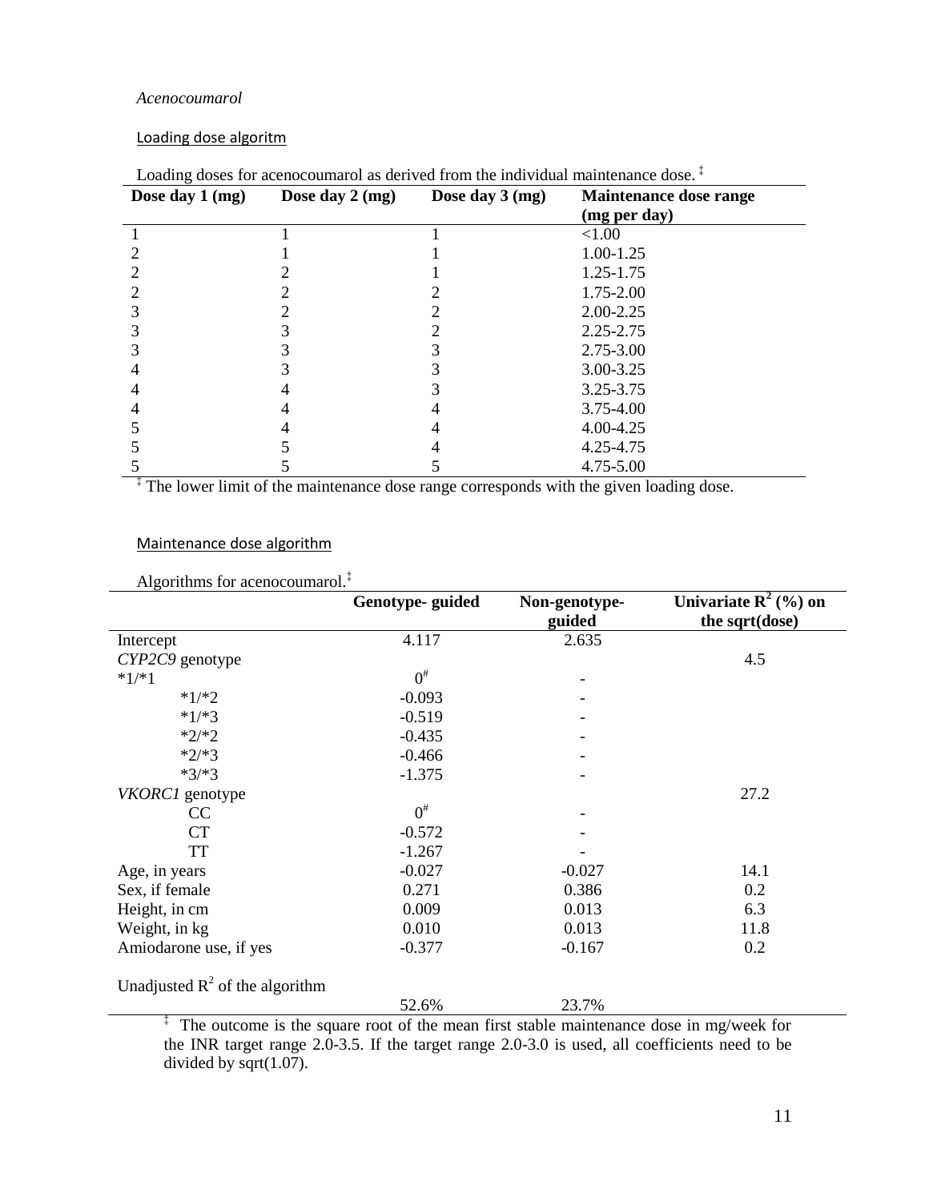*Acenocoumarol*

Loading dose algoritm

Loading doses for acenocoumarol as derived from the individual maintenance dose. ‡

| Dose day 1 (mg) | Dose day 2 (mg) | Dose day 3 (mg) | Maintenance dose range (mg per day) |
|---|---|---|---|
| 1 | 1 | 1 | <1.00 |
| 2 | 1 | 1 | 1.00-1.25 |
| 2 | 2 | 1 | 1.25-1.75 |
| 2 | 2 | 2 | 1.75-2.00 |
| 3 | 2 | 2 | 2.00-2.25 |
| 3 | 3 | 2 | 2.25-2.75 |
| 3 | 3 | 3 | 2.75-3.00 |
| 4 | 3 | 3 | 3.00-3.25 |
| 4 | 4 | 3 | 3.25-3.75 |
| 4 | 4 | 4 | 3.75-4.00 |
| 5 | 4 | 4 | 4.00-4.25 |
| 5 | 5 | 4 | 4.25-4.75 |
| 5 | 5 | 5 | 4.75-5.00 |

‡ The lower limit of the maintenance dose range corresponds with the given loading dose.

Maintenance dose algorithm

Algorithms for acenocoumarol.‡

| | Genotype- guided | Non-genotype-guided | Univariate $R^2$ (%) on the sqrt(dose) |
|---|---|---|---|
| Intercept | 4.117 | 2.635 | |
| *CYP2C9* genotype | | | 4.5 |
| *1/*1 | 0# | - | |
| *1/*2 | -0.093 | - | |
| *1/*3 | -0.519 | - | |
| *2/*2 | -0.435 | - | |
| *2/*3 | -0.466 | - | |
| *3/*3 | -1.375 | - | |
| *VKORC1* genotype | | | 27.2 |
| CC | 0# | - | |
| CT | -0.572 | - | |
| TT | -1.267 | - | |
| Age, in years | -0.027 | -0.027 | 14.1 |
| Sex, if female | 0.271 | 0.386 | 0.2 |
| Height, in cm | 0.009 | 0.013 | 6.3 |
| Weight, in kg | 0.010 | 0.013 | 11.8 |
| Amiodarone use, if yes | -0.377 | -0.167 | 0.2 |
| Unadjusted $R^2$ of the algorithm | 52.6% | 23.7% | |

‡ The outcome is the square root of the mean first stable maintenance dose in mg/week for the INR target range 2.0-3.5. If the target range 2.0-3.0 is used, all coefficients need to be divided by sqrt(1.07).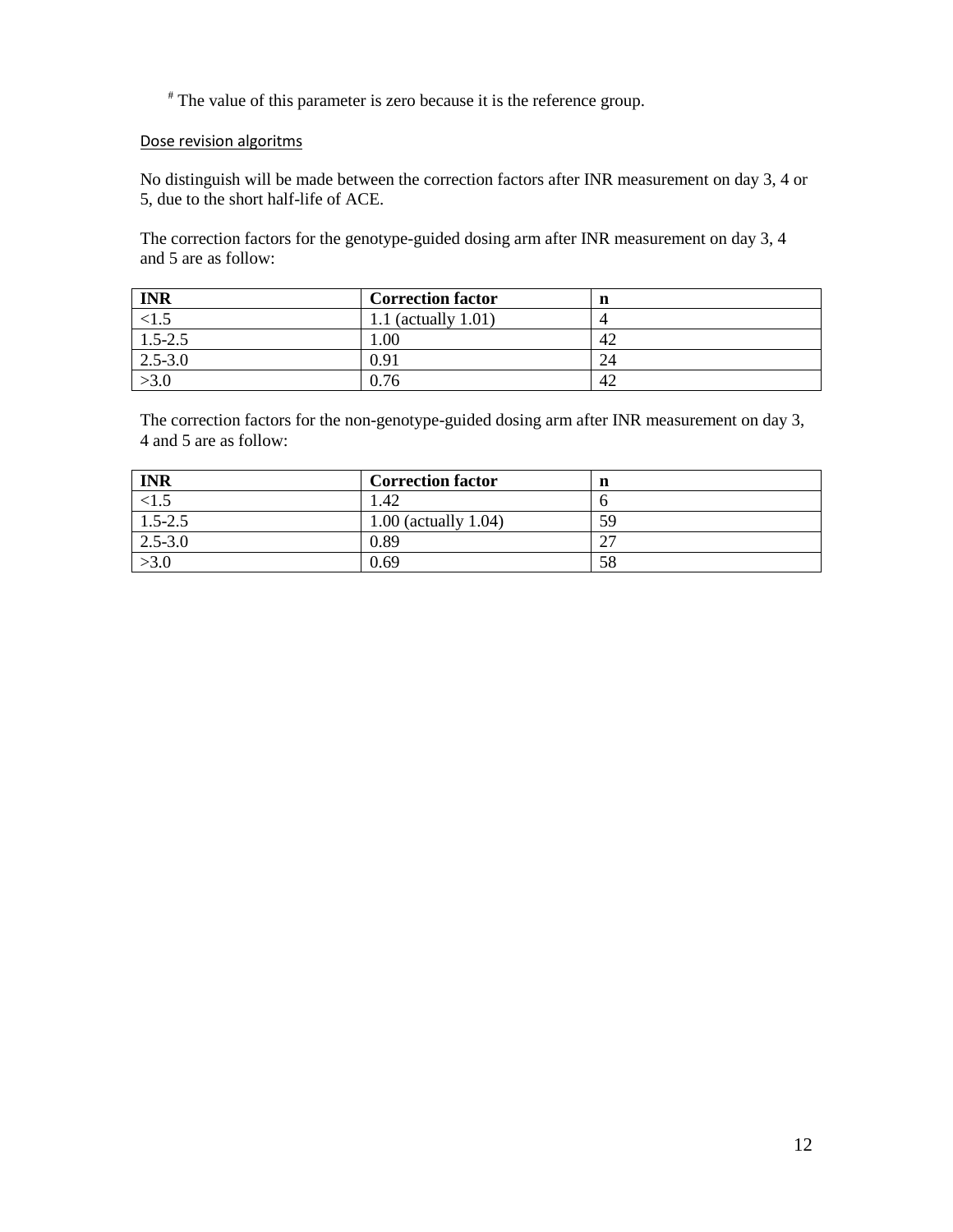[#] The value of this parameter is zero because it is the reference group.

Dose revision algoritms

No distinguish will be made between the correction factors after INR measurement on day 3, 4 or 5, due to the short half-life of ACE.

The correction factors for the genotype-guided dosing arm after INR measurement on day 3, 4 and 5 are as follow:

| INR | Correction factor | n |
|---|---|---|
| <1.5 | 1.1 (actually 1.01) | 4 |
| 1.5-2.5 | 1.00 | 42 |
| 2.5-3.0 | 0.91 | 24 |
| >3.0 | 0.76 | 42 |

The correction factors for the non-genotype-guided dosing arm after INR measurement on day 3, 4 and 5 are as follow:

| INR | Correction factor | n |
|---|---|---|
| <1.5 | 1.42 | 6 |
| 1.5-2.5 | 1.00 (actually 1.04) | 59 |
| 2.5-3.0 | 0.89 | 27 |
| >3.0 | 0.69 | 58 |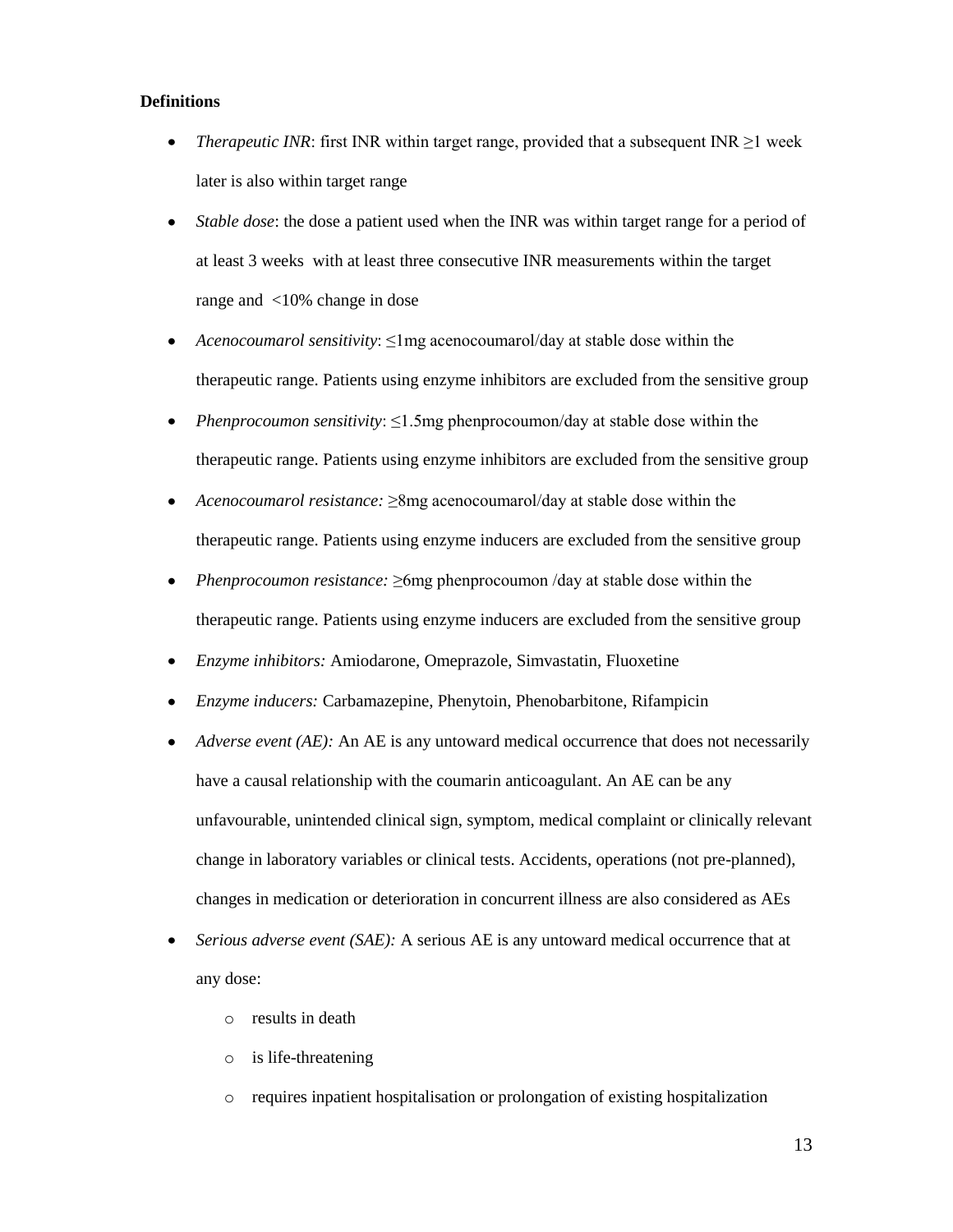**Definitions**

- *Therapeutic INR*: first INR within target range, provided that a subsequent INR ≥1 week later is also within target range
- *Stable dose*: the dose a patient used when the INR was within target range for a period of at least 3 weeks with at least three consecutive INR measurements within the target range and <10% change in dose
- *Acenocoumarol sensitivity*: ≤1mg acenocoumarol/day at stable dose within the therapeutic range. Patients using enzyme inhibitors are excluded from the sensitive group
- *Phenprocoumon sensitivity*: ≤1.5mg phenprocoumon/day at stable dose within the therapeutic range. Patients using enzyme inhibitors are excluded from the sensitive group
- *Acenocoumarol resistance:* ≥8mg acenocoumarol/day at stable dose within the therapeutic range. Patients using enzyme inducers are excluded from the sensitive group
- *Phenprocoumon resistance:* ≥6mg phenprocoumon /day at stable dose within the therapeutic range. Patients using enzyme inducers are excluded from the sensitive group
- *Enzyme inhibitors:* Amiodarone, Omeprazole, Simvastatin, Fluoxetine
- *Enzyme inducers:* Carbamazepine, Phenytoin, Phenobarbitone, Rifampicin
- *Adverse event (AE):* An AE is any untoward medical occurrence that does not necessarily have a causal relationship with the coumarin anticoagulant. An AE can be any unfavourable, unintended clinical sign, symptom, medical complaint or clinically relevant change in laboratory variables or clinical tests. Accidents, operations (not pre-planned), changes in medication or deterioration in concurrent illness are also considered as AEs
- *Serious adverse event (SAE):* A serious AE is any untoward medical occurrence that at any dose:
  - results in death
  - is life-threatening
  - requires inpatient hospitalisation or prolongation of existing hospitalization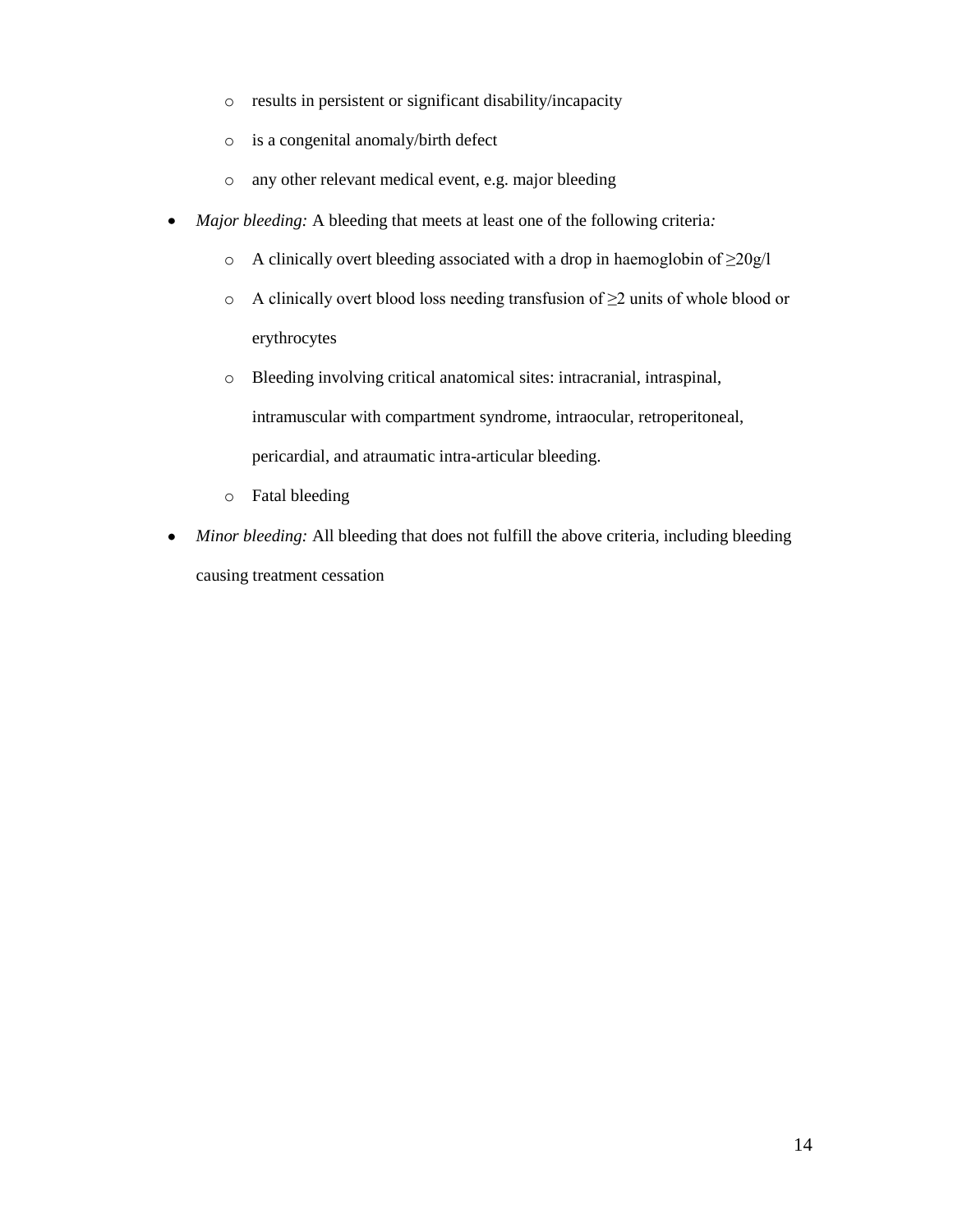- results in persistent or significant disability/incapacity
  - is a congenital anomaly/birth defect
  - any other relevant medical event, e.g. major bleeding

- *Major bleeding:* A bleeding that meets at least one of the following criteria*:*
  - A clinically overt bleeding associated with a drop in haemoglobin of ≥20g/l
  - A clinically overt blood loss needing transfusion of ≥2 units of whole blood or erythrocytes
  - Bleeding involving critical anatomical sites: intracranial, intraspinal, intramuscular with compartment syndrome, intraocular, retroperitoneal, pericardial, and atraumatic intra-articular bleeding.
  - Fatal bleeding
- *Minor bleeding:* All bleeding that does not fulfill the above criteria, including bleeding causing treatment cessation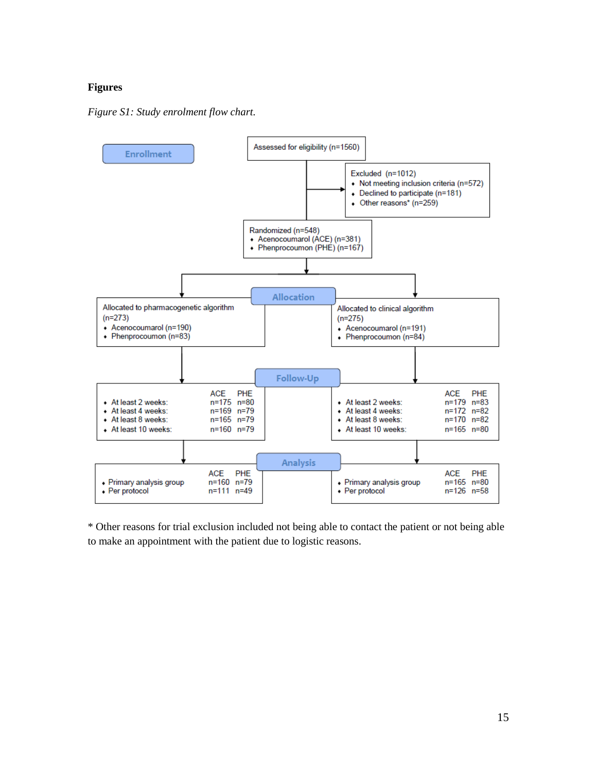# Figures

*Figure S1: Study enrolment flow chart.*

**Enrollment**

Assessed for eligibility (n=1560)

Excluded (n=1012)
- Not meeting inclusion criteria (n=572)
- Declined to participate (n=181)
- Other reasons* (n=259)

Randomized (n=548)
- Acenocoumarol (ACE) (n=381)
- Phenprocoumon (PHE) (n=167)

**Allocation**

Allocated to pharmacogenetic algorithm (n=273)
- Acenocoumarol (n=190)
- Phenprocoumon (n=83)

Allocated to clinical algorithm (n=275)
- Acenocoumarol (n=191)
- Phenprocoumon (n=84)

**Follow-Up**

Pharmacogenetic algorithm:

| | ACE | PHE |
|---|---|---|
| At least 2 weeks: | n=175 | n=80 |
| At least 4 weeks: | n=169 | n=79 |
| At least 8 weeks: | n=165 | n=79 |
| At least 10 weeks: | n=160 | n=79 |

Clinical algorithm:

| | ACE | PHE |
|---|---|---|
| At least 2 weeks: | n=179 | n=83 |
| At least 4 weeks: | n=172 | n=82 |
| At least 8 weeks: | n=170 | n=82 |
| At least 10 weeks: | n=165 | n=80 |

**Analysis**

Pharmacogenetic algorithm:

| | ACE | PHE |
|---|---|---|
| Primary analysis group | n=160 | n=79 |
| Per protocol | n=111 | n=49 |

Clinical algorithm:

| | ACE | PHE |
|---|---|---|
| Primary analysis group | n=165 | n=80 |
| Per protocol | n=126 | n=58 |

* Other reasons for trial exclusion included not being able to contact the patient or not being able to make an appointment with the patient due to logistic reasons.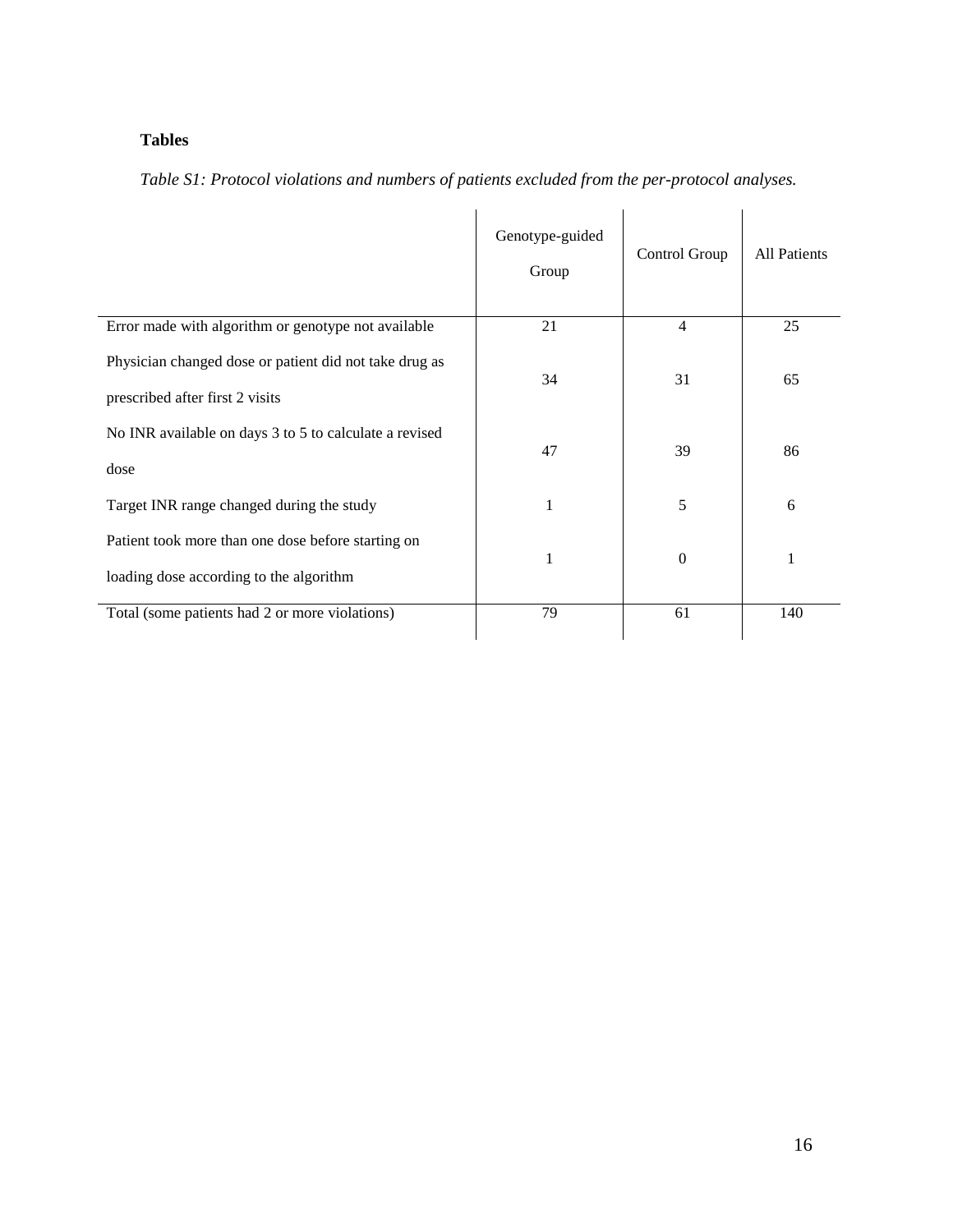**Tables**

*Table S1: Protocol violations and numbers of patients excluded from the per-protocol analyses.*

| | Genotype-guided Group | Control Group | All Patients |
|---|---|---|---|
| Error made with algorithm or genotype not available | 21 | 4 | 25 |
| Physician changed dose or patient did not take drug as prescribed after first 2 visits | 34 | 31 | 65 |
| No INR available on days 3 to 5 to calculate a revised dose | 47 | 39 | 86 |
| Target INR range changed during the study | 1 | 5 | 6 |
| Patient took more than one dose before starting on loading dose according to the algorithm | 1 | 0 | 1 |
| Total (some patients had 2 or more violations) | 79 | 61 | 140 |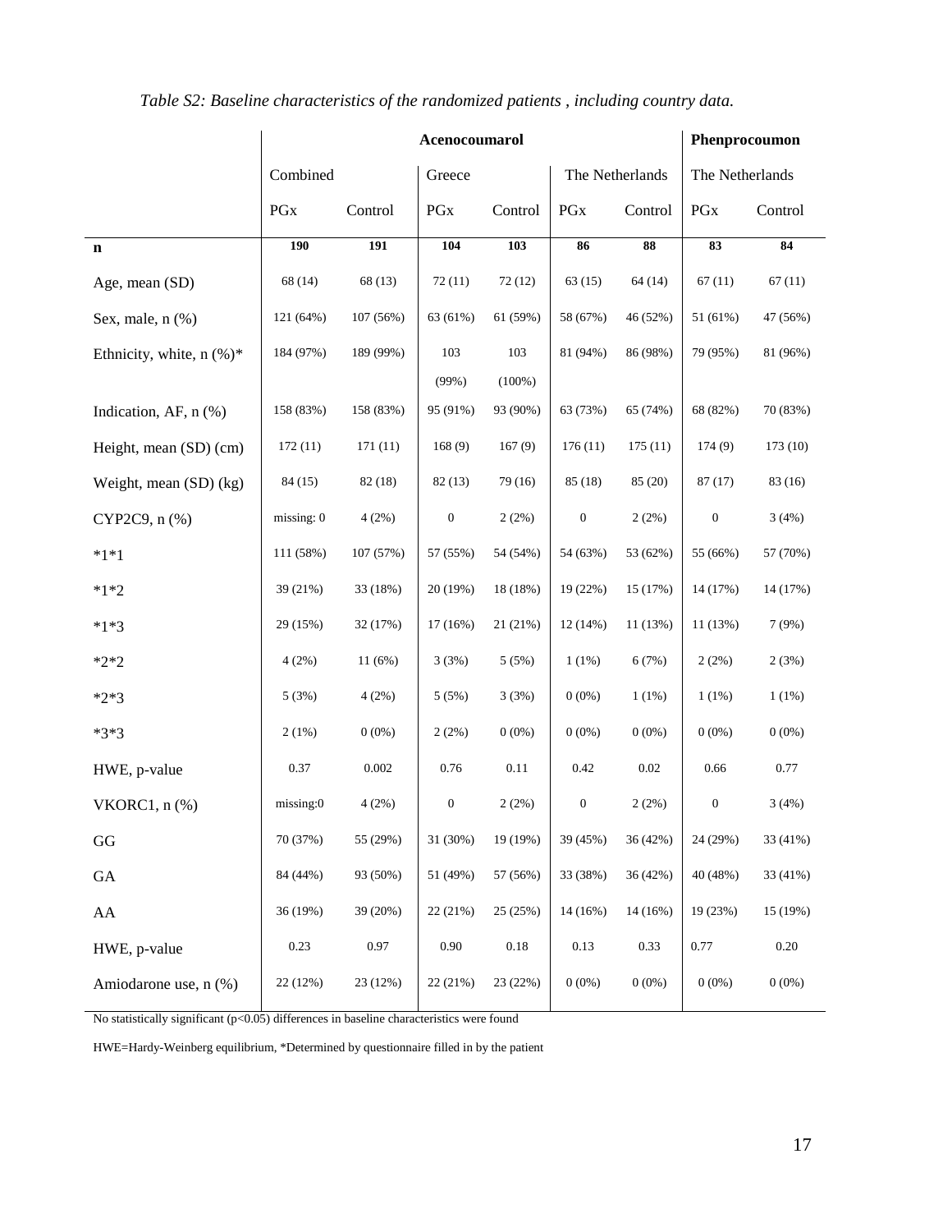*Table S2: Baseline characteristics of the randomized patients , including country data.*

| | **Acenocoumarol** | | | | | | **Phenprocoumon** | |
|---|---|---|---|---|---|---|---|---|
| | Combined | | Greece | | The Netherlands | | The Netherlands | |
| | PGx | Control | PGx | Control | PGx | Control | PGx | Control |
| **n** | **190** | **191** | **104** | **103** | **86** | **88** | **83** | **84** |
| Age, mean (SD) | 68 (14) | 68 (13) | 72 (11) | 72 (12) | 63 (15) | 64 (14) | 67 (11) | 67 (11) |
| Sex, male, n (%) | 121 (64%) | 107 (56%) | 63 (61%) | 61 (59%) | 58 (67%) | 46 (52%) | 51 (61%) | 47 (56%) |
| Ethnicity, white, n (%)* | 184 (97%) | 189 (99%) | 103 (99%) | 103 (100%) | 81 (94%) | 86 (98%) | 79 (95%) | 81 (96%) |
| Indication, AF, n (%) | 158 (83%) | 158 (83%) | 95 (91%) | 93 (90%) | 63 (73%) | 65 (74%) | 68 (82%) | 70 (83%) |
| Height, mean (SD) (cm) | 172 (11) | 171 (11) | 168 (9) | 167 (9) | 176 (11) | 175 (11) | 174 (9) | 173 (10) |
| Weight, mean (SD) (kg) | 84 (15) | 82 (18) | 82 (13) | 79 (16) | 85 (18) | 85 (20) | 87 (17) | 83 (16) |
| CYP2C9, n (%) | missing: 0 | 4 (2%) | 0 | 2 (2%) | 0 | 2 (2%) | 0 | 3 (4%) |
| *1*1 | 111 (58%) | 107 (57%) | 57 (55%) | 54 (54%) | 54 (63%) | 53 (62%) | 55 (66%) | 57 (70%) |
| *1*2 | 39 (21%) | 33 (18%) | 20 (19%) | 18 (18%) | 19 (22%) | 15 (17%) | 14 (17%) | 14 (17%) |
| *1*3 | 29 (15%) | 32 (17%) | 17 (16%) | 21 (21%) | 12 (14%) | 11 (13%) | 11 (13%) | 7 (9%) |
| *2*2 | 4 (2%) | 11 (6%) | 3 (3%) | 5 (5%) | 1 (1%) | 6 (7%) | 2 (2%) | 2 (3%) |
| *2*3 | 5 (3%) | 4 (2%) | 5 (5%) | 3 (3%) | 0 (0%) | 1 (1%) | 1 (1%) | 1 (1%) |
| *3*3 | 2 (1%) | 0 (0%) | 2 (2%) | 0 (0%) | 0 (0%) | 0 (0%) | 0 (0%) | 0 (0%) |
| HWE, p-value | 0.37 | 0.002 | 0.76 | 0.11 | 0.42 | 0.02 | 0.66 | 0.77 |
| VKORC1, n (%) | missing:0 | 4 (2%) | 0 | 2 (2%) | 0 | 2 (2%) | 0 | 3 (4%) |
| GG | 70 (37%) | 55 (29%) | 31 (30%) | 19 (19%) | 39 (45%) | 36 (42%) | 24 (29%) | 33 (41%) |
| GA | 84 (44%) | 93 (50%) | 51 (49%) | 57 (56%) | 33 (38%) | 36 (42%) | 40 (48%) | 33 (41%) |
| AA | 36 (19%) | 39 (20%) | 22 (21%) | 25 (25%) | 14 (16%) | 14 (16%) | 19 (23%) | 15 (19%) |
| HWE, p-value | 0.23 | 0.97 | 0.90 | 0.18 | 0.13 | 0.33 | 0.77 | 0.20 |
| Amiodarone use, n (%) | 22 (12%) | 23 (12%) | 22 (21%) | 23 (22%) | 0 (0%) | 0 (0%) | 0 (0%) | 0 (0%) |

No statistically significant ($p<0.05$) differences in baseline characteristics were found

HWE=Hardy-Weinberg equilibrium, *Determined by questionnaire filled in by the patient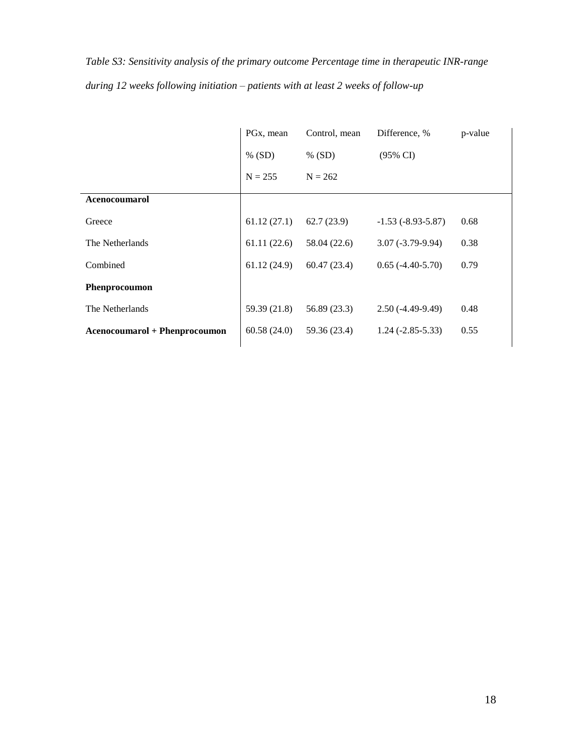*Table S3: Sensitivity analysis of the primary outcome Percentage time in therapeutic INR-range during 12 weeks following initiation – patients with at least 2 weeks of follow-up*

| | PGx, mean % (SD) N = 255 | Control, mean % (SD) N = 262 | Difference, % (95% CI) | p-value |
|---|---|---|---|---|
| **Acenocoumarol** | | | | |
| Greece | 61.12 (27.1) | 62.7 (23.9) | -1.53 (-8.93-5.87) | 0.68 |
| The Netherlands | 61.11 (22.6) | 58.04 (22.6) | 3.07 (-3.79-9.94) | 0.38 |
| Combined | 61.12 (24.9) | 60.47 (23.4) | 0.65 (-4.40-5.70) | 0.79 |
| **Phenprocoumon** | | | | |
| The Netherlands | 59.39 (21.8) | 56.89 (23.3) | 2.50 (-4.49-9.49) | 0.48 |
| **Acenocoumarol + Phenprocoumon** | 60.58 (24.0) | 59.36 (23.4) | 1.24 (-2.85-5.33) | 0.55 |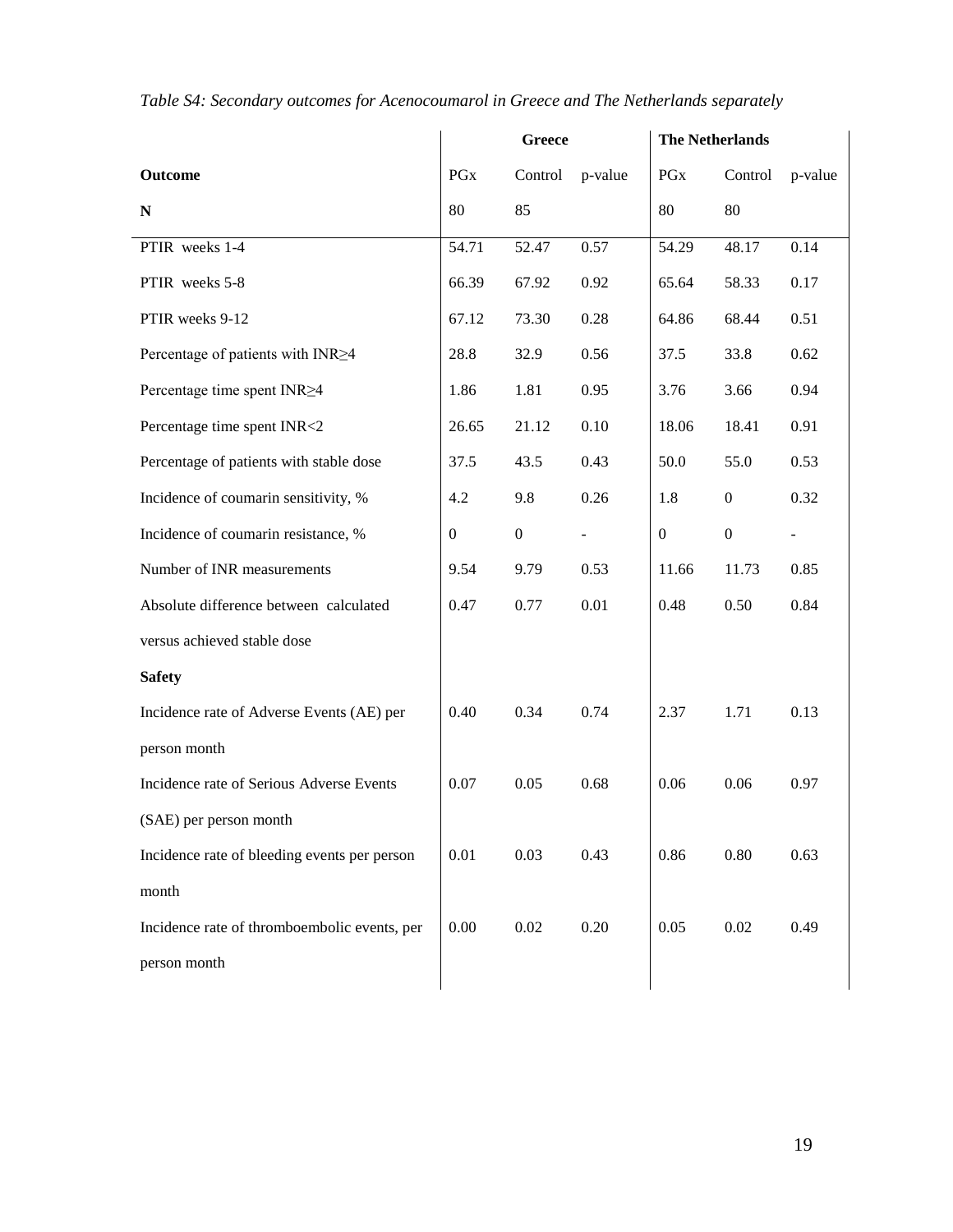*Table S4: Secondary outcomes for Acenocoumarol in Greece and The Netherlands separately*

| | **Greece** | | | **The Netherlands** | | |
|---|---|---|---|---|---|---|
| **Outcome** | PGx | Control | p-value | PGx | Control | p-value |
| **N** | 80 | 85 | | 80 | 80 | |
| PTIR weeks 1-4 | 54.71 | 52.47 | 0.57 | 54.29 | 48.17 | 0.14 |
| PTIR weeks 5-8 | 66.39 | 67.92 | 0.92 | 65.64 | 58.33 | 0.17 |
| PTIR weeks 9-12 | 67.12 | 73.30 | 0.28 | 64.86 | 68.44 | 0.51 |
| Percentage of patients with INR≥4 | 28.8 | 32.9 | 0.56 | 37.5 | 33.8 | 0.62 |
| Percentage time spent INR≥4 | 1.86 | 1.81 | 0.95 | 3.76 | 3.66 | 0.94 |
| Percentage time spent INR<2 | 26.65 | 21.12 | 0.10 | 18.06 | 18.41 | 0.91 |
| Percentage of patients with stable dose | 37.5 | 43.5 | 0.43 | 50.0 | 55.0 | 0.53 |
| Incidence of coumarin sensitivity, % | 4.2 | 9.8 | 0.26 | 1.8 | 0 | 0.32 |
| Incidence of coumarin resistance, % | 0 | 0 | - | 0 | 0 | - |
| Number of INR measurements | 9.54 | 9.79 | 0.53 | 11.66 | 11.73 | 0.85 |
| Absolute difference between calculated versus achieved stable dose | 0.47 | 0.77 | 0.01 | 0.48 | 0.50 | 0.84 |
| **Safety** | | | | | | |
| Incidence rate of Adverse Events (AE) per person month | 0.40 | 0.34 | 0.74 | 2.37 | 1.71 | 0.13 |
| Incidence rate of Serious Adverse Events (SAE) per person month | 0.07 | 0.05 | 0.68 | 0.06 | 0.06 | 0.97 |
| Incidence rate of bleeding events per person month | 0.01 | 0.03 | 0.43 | 0.86 | 0.80 | 0.63 |
| Incidence rate of thromboembolic events, per person month | 0.00 | 0.02 | 0.20 | 0.05 | 0.02 | 0.49 |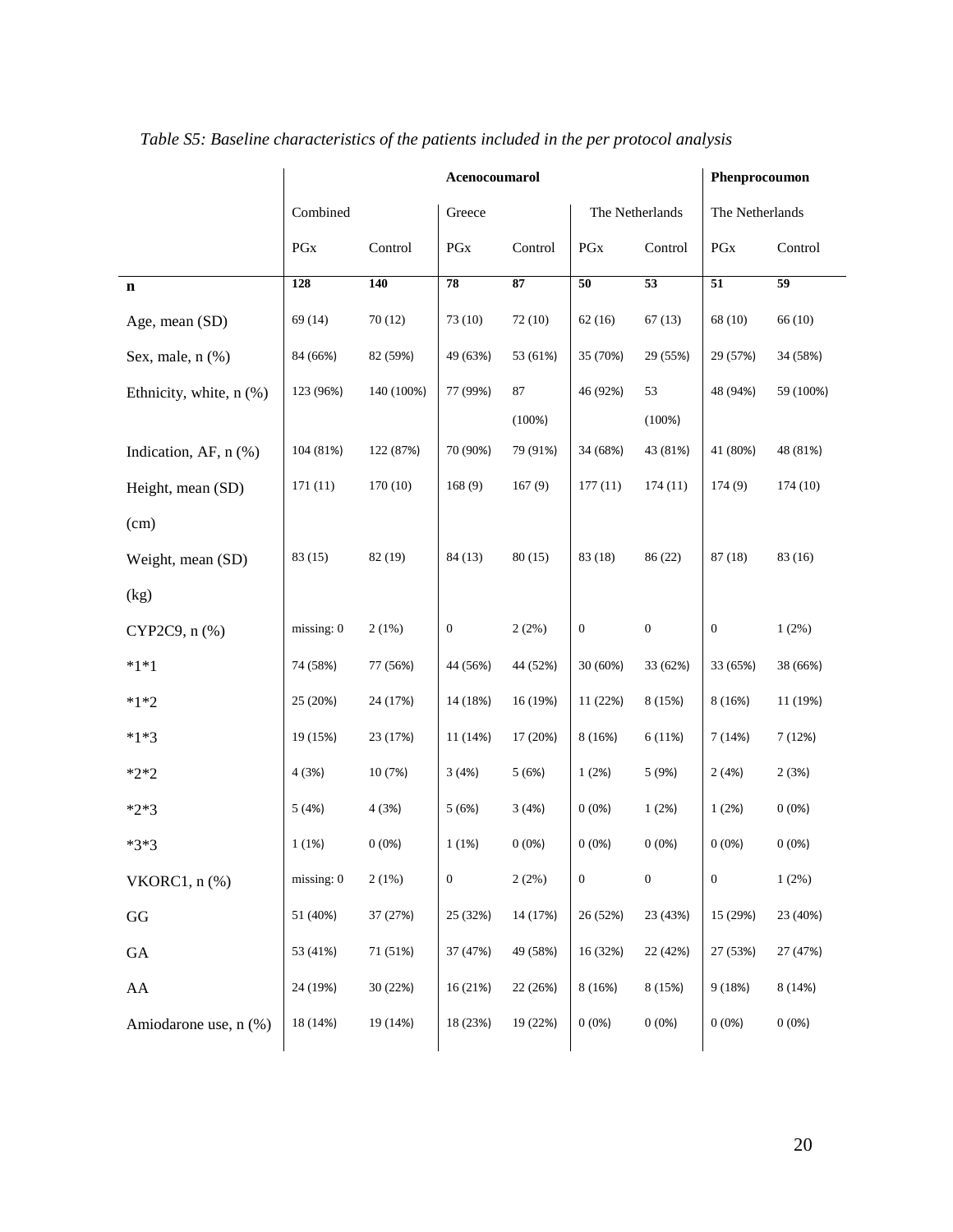*Table S5: Baseline characteristics of the patients included in the per protocol analysis*

| | **Acenocoumarol** | | | | | | **Phenprocoumon** | |
|---|---|---|---|---|---|---|---|---|
| | Combined | | Greece | | The Netherlands | | The Netherlands | |
| | PGx | Control | PGx | Control | PGx | Control | PGx | Control |
| **n** | **128** | **140** | **78** | **87** | **50** | **53** | **51** | **59** |
| Age, mean (SD) | 69 (14) | 70 (12) | 73 (10) | 72 (10) | 62 (16) | 67 (13) | 68 (10) | 66 (10) |
| Sex, male, n (%) | 84 (66%) | 82 (59%) | 49 (63%) | 53 (61%) | 35 (70%) | 29 (55%) | 29 (57%) | 34 (58%) |
| Ethnicity, white, n (%) | 123 (96%) | 140 (100%) | 77 (99%) | 87 (100%) | 46 (92%) | 53 (100%) | 48 (94%) | 59 (100%) |
| Indication, AF, n (%) | 104 (81%) | 122 (87%) | 70 (90%) | 79 (91%) | 34 (68%) | 43 (81%) | 41 (80%) | 48 (81%) |
| Height, mean (SD) (cm) | 171 (11) | 170 (10) | 168 (9) | 167 (9) | 177 (11) | 174 (11) | 174 (9) | 174 (10) |
| Weight, mean (SD) (kg) | 83 (15) | 82 (19) | 84 (13) | 80 (15) | 83 (18) | 86 (22) | 87 (18) | 83 (16) |
| CYP2C9, n (%) | missing: 0 | 2 (1%) | 0 | 2 (2%) | 0 | 0 | 0 | 1 (2%) |
| *1*1 | 74 (58%) | 77 (56%) | 44 (56%) | 44 (52%) | 30 (60%) | 33 (62%) | 33 (65%) | 38 (66%) |
| *1*2 | 25 (20%) | 24 (17%) | 14 (18%) | 16 (19%) | 11 (22%) | 8 (15%) | 8 (16%) | 11 (19%) |
| *1*3 | 19 (15%) | 23 (17%) | 11 (14%) | 17 (20%) | 8 (16%) | 6 (11%) | 7 (14%) | 7 (12%) |
| *2*2 | 4 (3%) | 10 (7%) | 3 (4%) | 5 (6%) | 1 (2%) | 5 (9%) | 2 (4%) | 2 (3%) |
| *2*3 | 5 (4%) | 4 (3%) | 5 (6%) | 3 (4%) | 0 (0%) | 1 (2%) | 1 (2%) | 0 (0%) |
| *3*3 | 1 (1%) | 0 (0%) | 1 (1%) | 0 (0%) | 0 (0%) | 0 (0%) | 0 (0%) | 0 (0%) |
| VKORC1, n (%) | missing: 0 | 2 (1%) | 0 | 2 (2%) | 0 | 0 | 0 | 1 (2%) |
| GG | 51 (40%) | 37 (27%) | 25 (32%) | 14 (17%) | 26 (52%) | 23 (43%) | 15 (29%) | 23 (40%) |
| GA | 53 (41%) | 71 (51%) | 37 (47%) | 49 (58%) | 16 (32%) | 22 (42%) | 27 (53%) | 27 (47%) |
| AA | 24 (19%) | 30 (22%) | 16 (21%) | 22 (26%) | 8 (16%) | 8 (15%) | 9 (18%) | 8 (14%) |
| Amiodarone use, n (%) | 18 (14%) | 19 (14%) | 18 (23%) | 19 (22%) | 0 (0%) | 0 (0%) | 0 (0%) | 0 (0%) |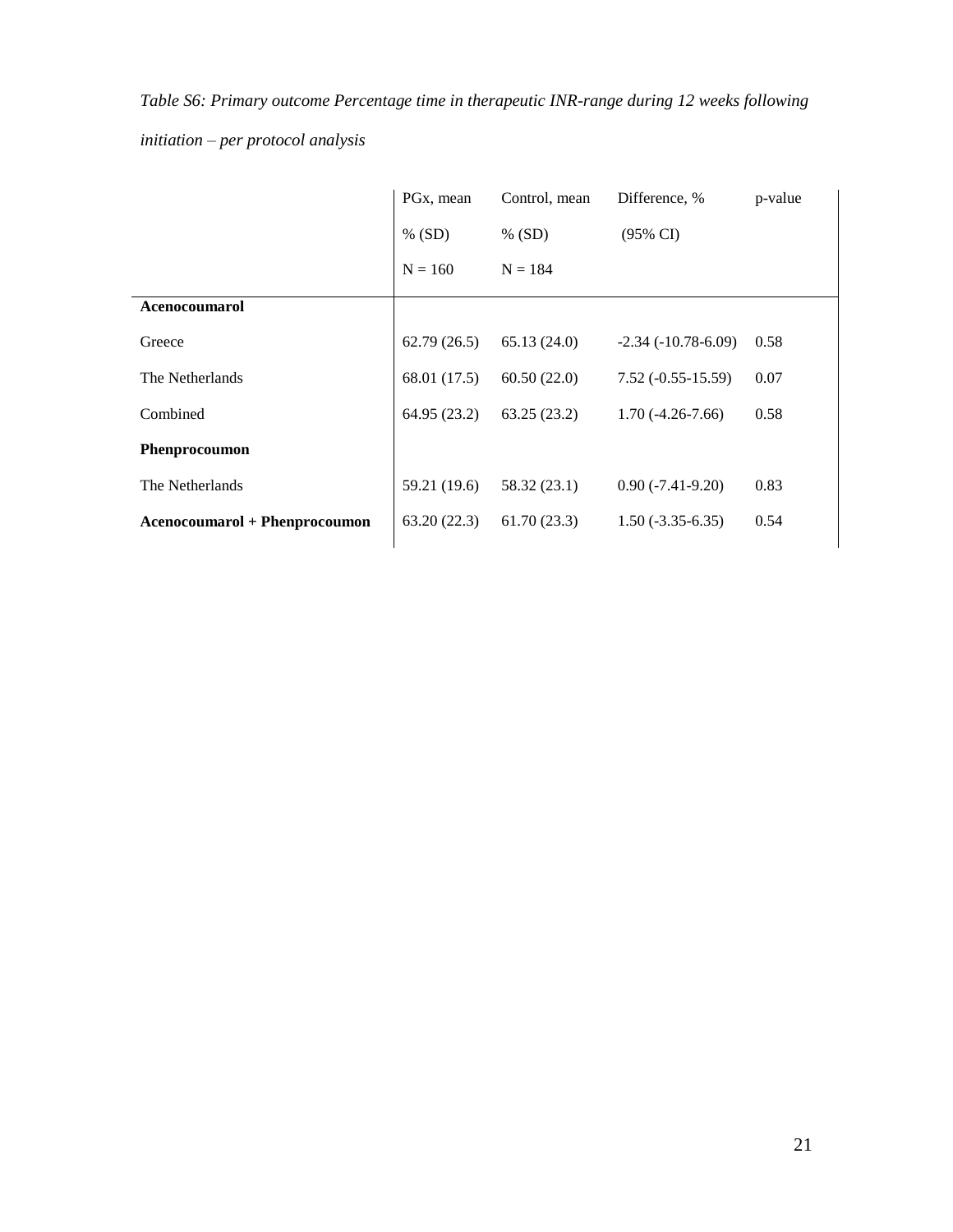*Table S6: Primary outcome Percentage time in therapeutic INR-range during 12 weeks following initiation – per protocol analysis*

| | PGx, mean % (SD) N = 160 | Control, mean % (SD) N = 184 | Difference, % (95% CI) | p-value |
|---|---|---|---|---|
| **Acenocoumarol** | | | | |
| Greece | 62.79 (26.5) | 65.13 (24.0) | -2.34 (-10.78-6.09) | 0.58 |
| The Netherlands | 68.01 (17.5) | 60.50 (22.0) | 7.52 (-0.55-15.59) | 0.07 |
| Combined | 64.95 (23.2) | 63.25 (23.2) | 1.70 (-4.26-7.66) | 0.58 |
| **Phenprocoumon** | | | | |
| The Netherlands | 59.21 (19.6) | 58.32 (23.1) | 0.90 (-7.41-9.20) | 0.83 |
| **Acenocoumarol + Phenprocoumon** | 63.20 (22.3) | 61.70 (23.3) | 1.50 (-3.35-6.35) | 0.54 |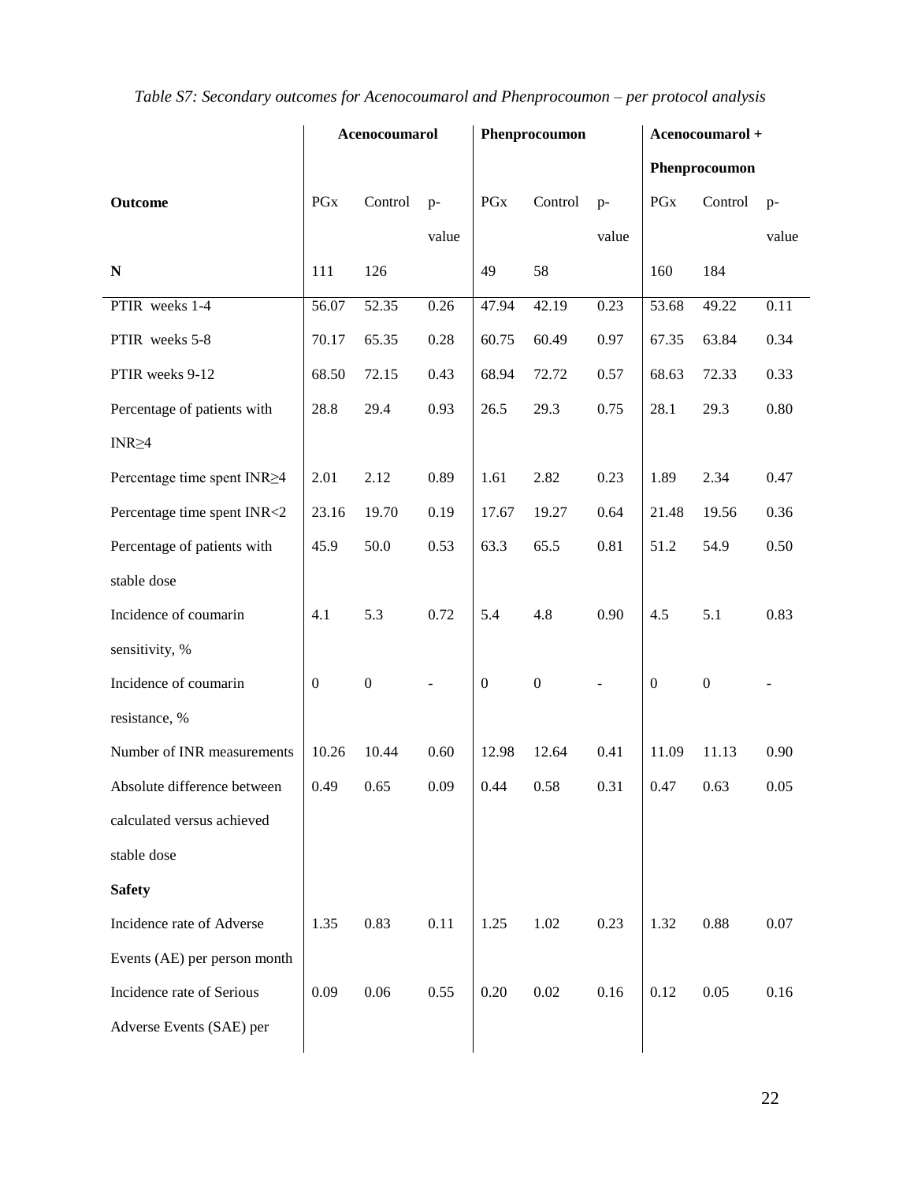*Table S7: Secondary outcomes for Acenocoumarol and Phenprocoumon – per protocol analysis*

| | Acenocoumarol | | | Phenprocoumon | | | Acenocoumarol + Phenprocoumon | | |
|---|---|---|---|---|---|---|---|---|---|
| **Outcome** | PGx | Control | p-value | PGx | Control | p-value | PGx | Control | p-value |
| **N** | 111 | 126 | | 49 | 58 | | 160 | 184 | |
| PTIR weeks 1-4 | 56.07 | 52.35 | 0.26 | 47.94 | 42.19 | 0.23 | 53.68 | 49.22 | 0.11 |
| PTIR weeks 5-8 | 70.17 | 65.35 | 0.28 | 60.75 | 60.49 | 0.97 | 67.35 | 63.84 | 0.34 |
| PTIR weeks 9-12 | 68.50 | 72.15 | 0.43 | 68.94 | 72.72 | 0.57 | 68.63 | 72.33 | 0.33 |
| Percentage of patients with INR≥4 | 28.8 | 29.4 | 0.93 | 26.5 | 29.3 | 0.75 | 28.1 | 29.3 | 0.80 |
| Percentage time spent INR≥4 | 2.01 | 2.12 | 0.89 | 1.61 | 2.82 | 0.23 | 1.89 | 2.34 | 0.47 |
| Percentage time spent INR<2 | 23.16 | 19.70 | 0.19 | 17.67 | 19.27 | 0.64 | 21.48 | 19.56 | 0.36 |
| Percentage of patients with stable dose | 45.9 | 50.0 | 0.53 | 63.3 | 65.5 | 0.81 | 51.2 | 54.9 | 0.50 |
| Incidence of coumarin sensitivity, % | 4.1 | 5.3 | 0.72 | 5.4 | 4.8 | 0.90 | 4.5 | 5.1 | 0.83 |
| Incidence of coumarin resistance, % | 0 | 0 | - | 0 | 0 | - | 0 | 0 | - |
| Number of INR measurements | 10.26 | 10.44 | 0.60 | 12.98 | 12.64 | 0.41 | 11.09 | 11.13 | 0.90 |
| Absolute difference between calculated versus achieved stable dose | 0.49 | 0.65 | 0.09 | 0.44 | 0.58 | 0.31 | 0.47 | 0.63 | 0.05 |
| **Safety** | | | | | | | | | |
| Incidence rate of Adverse Events (AE) per person month | 1.35 | 0.83 | 0.11 | 1.25 | 1.02 | 0.23 | 1.32 | 0.88 | 0.07 |
| Incidence rate of Serious Adverse Events (SAE) per | 0.09 | 0.06 | 0.55 | 0.20 | 0.02 | 0.16 | 0.12 | 0.05 | 0.16 |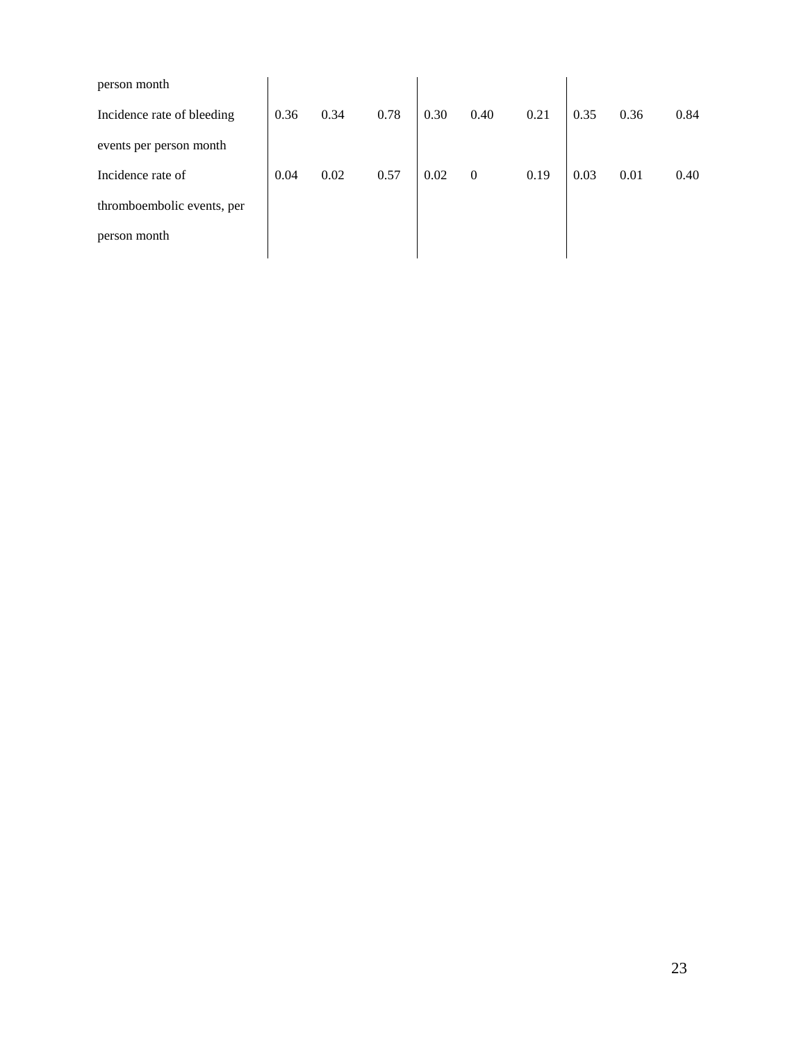| | | | | | | | | | |
|---|---|---|---|---|---|---|---|---|---|
| person month | | | | | | | | | |
| Incidence rate of bleeding events per person month | 0.36 | 0.34 | 0.78 | 0.30 | 0.40 | 0.21 | 0.35 | 0.36 | 0.84 |
| Incidence rate of thromboembolic events, per person month | 0.04 | 0.02 | 0.57 | 0.02 | 0 | 0.19 | 0.03 | 0.01 | 0.40 |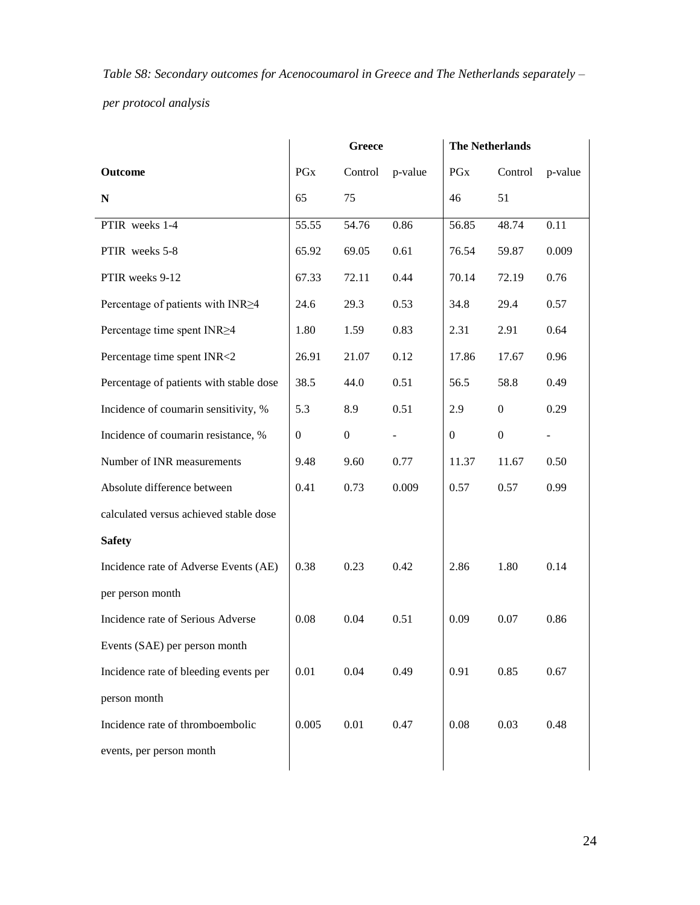*Table S8: Secondary outcomes for Acenocoumarol in Greece and The Netherlands separately – per protocol analysis*

| | **Greece** | | | **The Netherlands** | | |
|---|---|---|---|---|---|---|
| **Outcome** | PGx | Control | p-value | PGx | Control | p-value |
| **N** | 65 | 75 | | 46 | 51 | |
| PTIR weeks 1-4 | 55.55 | 54.76 | 0.86 | 56.85 | 48.74 | 0.11 |
| PTIR weeks 5-8 | 65.92 | 69.05 | 0.61 | 76.54 | 59.87 | 0.009 |
| PTIR weeks 9-12 | 67.33 | 72.11 | 0.44 | 70.14 | 72.19 | 0.76 |
| Percentage of patients with INR≥4 | 24.6 | 29.3 | 0.53 | 34.8 | 29.4 | 0.57 |
| Percentage time spent INR≥4 | 1.80 | 1.59 | 0.83 | 2.31 | 2.91 | 0.64 |
| Percentage time spent INR<2 | 26.91 | 21.07 | 0.12 | 17.86 | 17.67 | 0.96 |
| Percentage of patients with stable dose | 38.5 | 44.0 | 0.51 | 56.5 | 58.8 | 0.49 |
| Incidence of coumarin sensitivity, % | 5.3 | 8.9 | 0.51 | 2.9 | 0 | 0.29 |
| Incidence of coumarin resistance, % | 0 | 0 | - | 0 | 0 | - |
| Number of INR measurements | 9.48 | 9.60 | 0.77 | 11.37 | 11.67 | 0.50 |
| Absolute difference between calculated versus achieved stable dose | 0.41 | 0.73 | 0.009 | 0.57 | 0.57 | 0.99 |
| **Safety** | | | | | | |
| Incidence rate of Adverse Events (AE) per person month | 0.38 | 0.23 | 0.42 | 2.86 | 1.80 | 0.14 |
| Incidence rate of Serious Adverse Events (SAE) per person month | 0.08 | 0.04 | 0.51 | 0.09 | 0.07 | 0.86 |
| Incidence rate of bleeding events per person month | 0.01 | 0.04 | 0.49 | 0.91 | 0.85 | 0.67 |
| Incidence rate of thromboembolic events, per person month | 0.005 | 0.01 | 0.47 | 0.08 | 0.03 | 0.48 |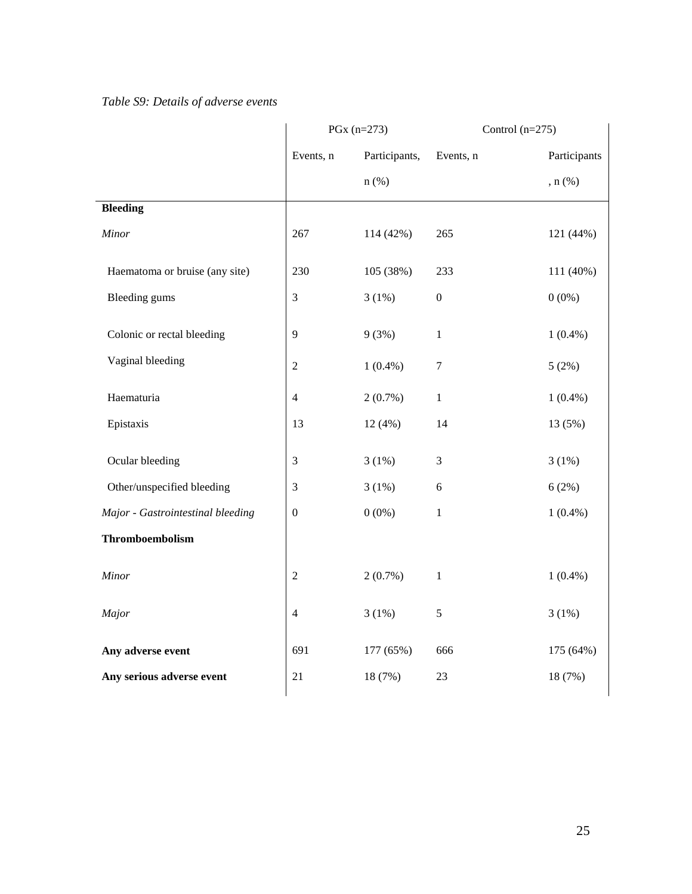*Table S9: Details of adverse events*

| | PGx (n=273) | | Control (n=275) | |
|---|---|---|---|---|
| | Events, n | Participants, n (%) | Events, n | Participants, n (%) |
| **Bleeding** | | | | |
| *Minor* | 267 | 114 (42%) | 265 | 121 (44%) |
| Haematoma or bruise (any site) | 230 | 105 (38%) | 233 | 111 (40%) |
| Bleeding gums | 3 | 3 (1%) | 0 | 0 (0%) |
| Colonic or rectal bleeding | 9 | 9 (3%) | 1 | 1 (0.4%) |
| Vaginal bleeding | 2 | 1 (0.4%) | 7 | 5 (2%) |
| Haematuria | 4 | 2 (0.7%) | 1 | 1 (0.4%) |
| Epistaxis | 13 | 12 (4%) | 14 | 13 (5%) |
| Ocular bleeding | 3 | 3 (1%) | 3 | 3 (1%) |
| Other/unspecified bleeding | 3 | 3 (1%) | 6 | 6 (2%) |
| *Major - Gastrointestinal bleeding* | 0 | 0 (0%) | 1 | 1 (0.4%) |
| **Thromboembolism** | | | | |
| *Minor* | 2 | 2 (0.7%) | 1 | 1 (0.4%) |
| *Major* | 4 | 3 (1%) | 5 | 3 (1%) |
| **Any adverse event** | 691 | 177 (65%) | 666 | 175 (64%) |
| **Any serious adverse event** | 21 | 18 (7%) | 23 | 18 (7%) |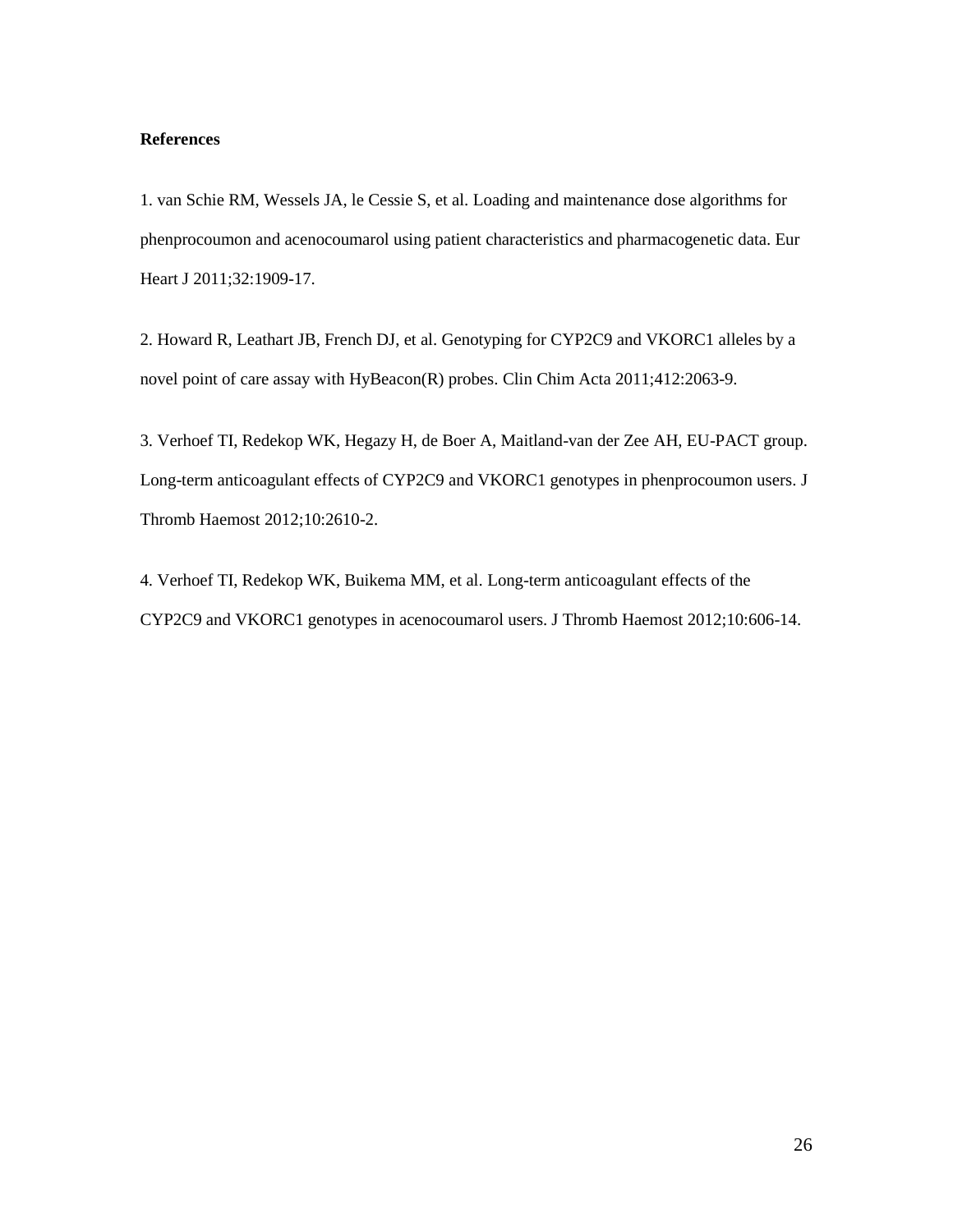**References**

1. van Schie RM, Wessels JA, le Cessie S, et al. Loading and maintenance dose algorithms for phenprocoumon and acenocoumarol using patient characteristics and pharmacogenetic data. Eur Heart J 2011;32:1909-17.

2. Howard R, Leathart JB, French DJ, et al. Genotyping for CYP2C9 and VKORC1 alleles by a novel point of care assay with HyBeacon(R) probes. Clin Chim Acta 2011;412:2063-9.

3. Verhoef TI, Redekop WK, Hegazy H, de Boer A, Maitland-van der Zee AH, EU-PACT group. Long-term anticoagulant effects of CYP2C9 and VKORC1 genotypes in phenprocoumon users. J Thromb Haemost 2012;10:2610-2.

4. Verhoef TI, Redekop WK, Buikema MM, et al. Long-term anticoagulant effects of the CYP2C9 and VKORC1 genotypes in acenocoumarol users. J Thromb Haemost 2012;10:606-14.